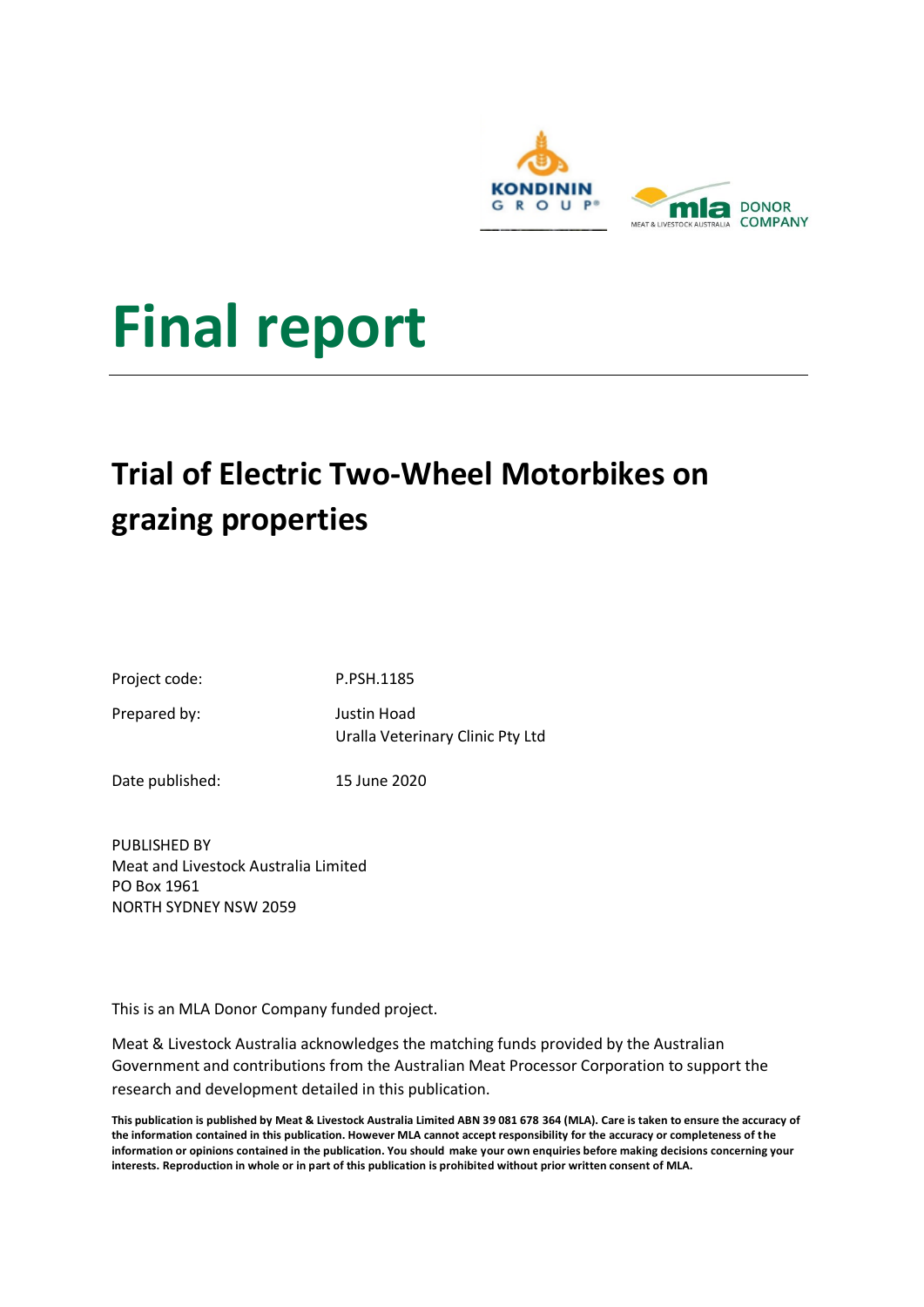# Final report

## Trial of Electric Two-Wheel Motorbikes on grazing properties

Project code: P.PSH.1185

Prepared by: Justin Hoad
Uralla Veterinary Clinic Pty Ltd

Date published: 15 June 2020

PUBLISHED BY
Meat and Livestock Australia Limited
PO Box 1961
NORTH SYDNEY NSW 2059

This is an MLA Donor Company funded project.

Meat & Livestock Australia acknowledges the matching funds provided by the Australian Government and contributions from the Australian Meat Processor Corporation to support the research and development detailed in this publication.

**This publication is published by Meat & Livestock Australia Limited ABN 39 081 678 364 (MLA). Care is taken to ensure the accuracy of the information contained in this publication. However MLA cannot accept responsibility for the accuracy or completeness of the information or opinions contained in the publication. You should make your own enquiries before making decisions concerning your interests. Reproduction in whole or in part of this publication is prohibited without prior written consent of MLA.**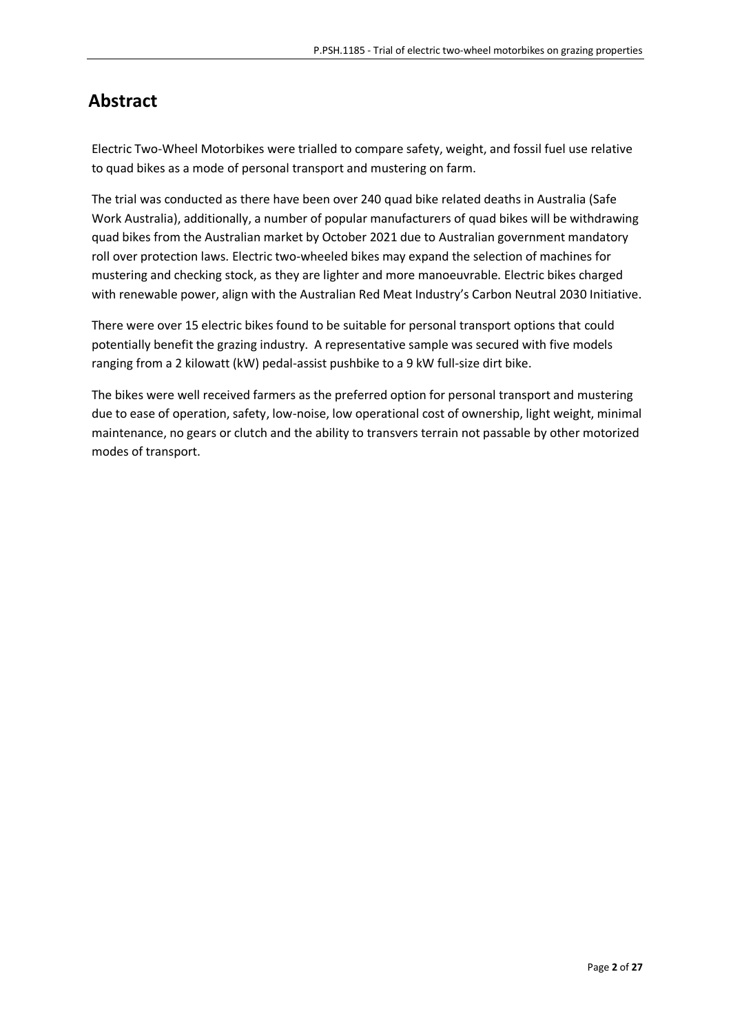# Abstract

Electric Two-Wheel Motorbikes were trialled to compare safety, weight, and fossil fuel use relative to quad bikes as a mode of personal transport and mustering on farm.

The trial was conducted as there have been over 240 quad bike related deaths in Australia (Safe Work Australia), additionally, a number of popular manufacturers of quad bikes will be withdrawing quad bikes from the Australian market by October 2021 due to Australian government mandatory roll over protection laws. Electric two-wheeled bikes may expand the selection of machines for mustering and checking stock, as they are lighter and more manoeuvrable. Electric bikes charged with renewable power, align with the Australian Red Meat Industry's Carbon Neutral 2030 Initiative.

There were over 15 electric bikes found to be suitable for personal transport options that could potentially benefit the grazing industry. A representative sample was secured with five models ranging from a 2 kilowatt (kW) pedal-assist pushbike to a 9 kW full-size dirt bike.

The bikes were well received farmers as the preferred option for personal transport and mustering due to ease of operation, safety, low-noise, low operational cost of ownership, light weight, minimal maintenance, no gears or clutch and the ability to transvers terrain not passable by other motorized modes of transport.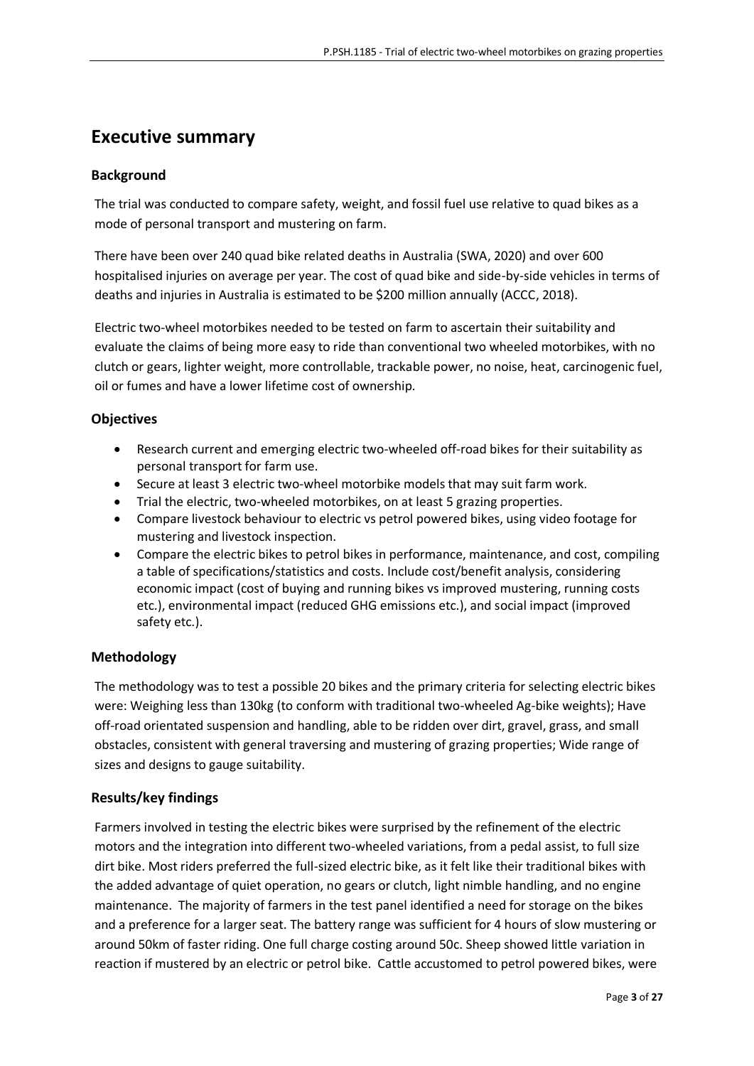# Executive summary

## Background

The trial was conducted to compare safety, weight, and fossil fuel use relative to quad bikes as a mode of personal transport and mustering on farm.

There have been over 240 quad bike related deaths in Australia (SWA, 2020) and over 600 hospitalised injuries on average per year. The cost of quad bike and side-by-side vehicles in terms of deaths and injuries in Australia is estimated to be $200 million annually (ACCC, 2018).

Electric two-wheel motorbikes needed to be tested on farm to ascertain their suitability and evaluate the claims of being more easy to ride than conventional two wheeled motorbikes, with no clutch or gears, lighter weight, more controllable, trackable power, no noise, heat, carcinogenic fuel, oil or fumes and have a lower lifetime cost of ownership.

## Objectives

- Research current and emerging electric two-wheeled off-road bikes for their suitability as personal transport for farm use.
- Secure at least 3 electric two-wheel motorbike models that may suit farm work.
- Trial the electric, two-wheeled motorbikes, on at least 5 grazing properties.
- Compare livestock behaviour to electric vs petrol powered bikes, using video footage for mustering and livestock inspection.
- Compare the electric bikes to petrol bikes in performance, maintenance, and cost, compiling a table of specifications/statistics and costs. Include cost/benefit analysis, considering economic impact (cost of buying and running bikes vs improved mustering, running costs etc.), environmental impact (reduced GHG emissions etc.), and social impact (improved safety etc.).

## Methodology

The methodology was to test a possible 20 bikes and the primary criteria for selecting electric bikes were: Weighing less than 130kg (to conform with traditional two-wheeled Ag-bike weights); Have off-road orientated suspension and handling, able to be ridden over dirt, gravel, grass, and small obstacles, consistent with general traversing and mustering of grazing properties; Wide range of sizes and designs to gauge suitability.

## Results/key findings

Farmers involved in testing the electric bikes were surprised by the refinement of the electric motors and the integration into different two-wheeled variations, from a pedal assist, to full size dirt bike. Most riders preferred the full-sized electric bike, as it felt like their traditional bikes with the added advantage of quiet operation, no gears or clutch, light nimble handling, and no engine maintenance. The majority of farmers in the test panel identified a need for storage on the bikes and a preference for a larger seat. The battery range was sufficient for 4 hours of slow mustering or around 50km of faster riding. One full charge costing around 50c. Sheep showed little variation in reaction if mustered by an electric or petrol bike. Cattle accustomed to petrol powered bikes, were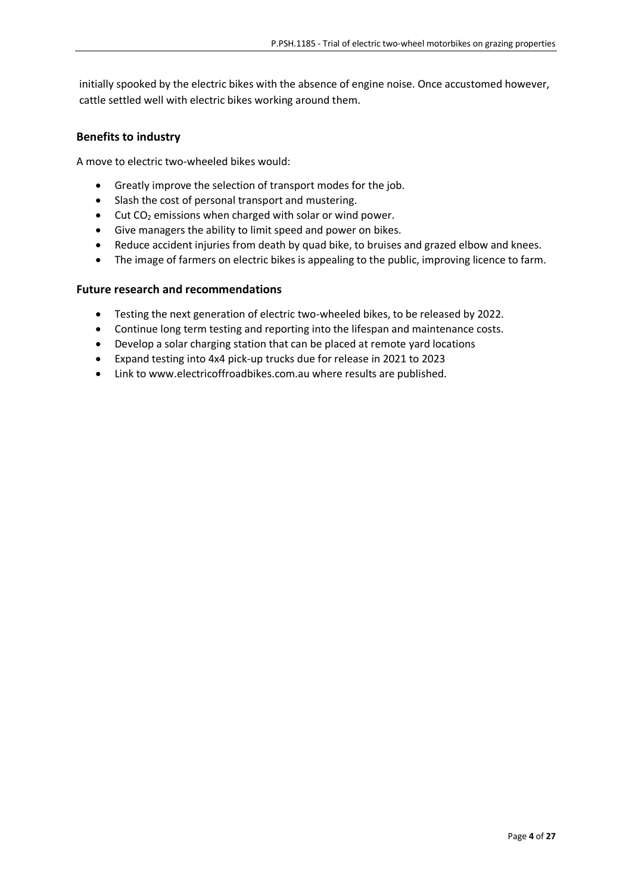initially spooked by the electric bikes with the absence of engine noise. Once accustomed however, cattle settled well with electric bikes working around them.

### Benefits to industry

A move to electric two-wheeled bikes would:

- Greatly improve the selection of transport modes for the job.
- Slash the cost of personal transport and mustering.
- Cut $CO_2$ emissions when charged with solar or wind power.
- Give managers the ability to limit speed and power on bikes.
- Reduce accident injuries from death by quad bike, to bruises and grazed elbow and knees.
- The image of farmers on electric bikes is appealing to the public, improving licence to farm.

### Future research and recommendations

- Testing the next generation of electric two-wheeled bikes, to be released by 2022.
- Continue long term testing and reporting into the lifespan and maintenance costs.
- Develop a solar charging station that can be placed at remote yard locations
- Expand testing into 4x4 pick-up trucks due for release in 2021 to 2023
- Link to www.electricoffroadbikes.com.au where results are published.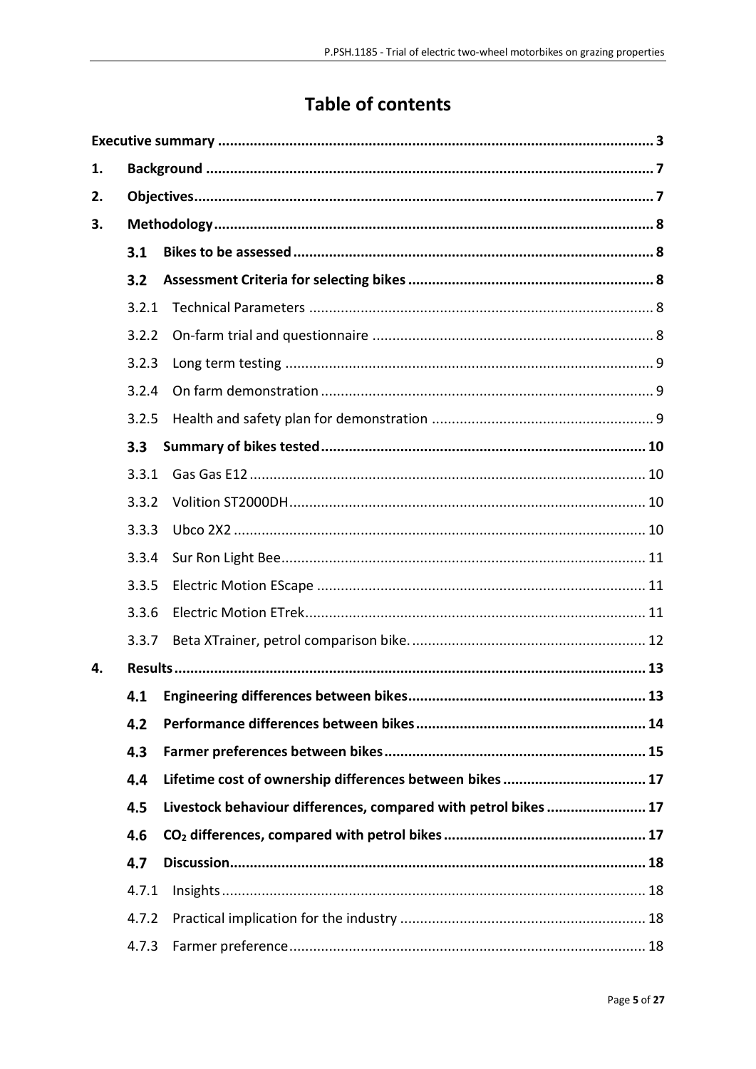# Table of contents

**Executive summary** ............................................................ **3**

**1. Background** ............................................................ **7**

**2. Objectives** ............................................................ **7**

**3. Methodology** ............................................................ **8**

- **3.1 Bikes to be assessed** ............................................................ **8**
- **3.2 Assessment Criteria for selecting bikes** ............................................................ **8**
  - 3.2.1 Technical Parameters ............................................................ 8
  - 3.2.2 On-farm trial and questionnaire ............................................................ 8
  - 3.2.3 Long term testing ............................................................ 9
  - 3.2.4 On farm demonstration ............................................................ 9
  - 3.2.5 Health and safety plan for demonstration ............................................................ 9
- **3.3 Summary of bikes tested** ............................................................ **10**
  - 3.3.1 Gas Gas E12 ............................................................ 10
  - 3.3.2 Volition ST2000DH ............................................................ 10
  - 3.3.3 Ubco 2X2 ............................................................ 10
  - 3.3.4 Sur Ron Light Bee ............................................................ 11
  - 3.3.5 Electric Motion EScape ............................................................ 11
  - 3.3.6 Electric Motion ETrek ............................................................ 11
  - 3.3.7 Beta XTrainer, petrol comparison bike. ............................................................ 12

**4. Results** ............................................................ **13**

- **4.1 Engineering differences between bikes** ............................................................ **13**
- **4.2 Performance differences between bikes** ............................................................ **14**
- **4.3 Farmer preferences between bikes** ............................................................ **15**
- **4.4 Lifetime cost of ownership differences between bikes** ............................................................ **17**
- **4.5 Livestock behaviour differences, compared with petrol bikes** ............................................................ **17**
- **4.6 $CO_2$ differences, compared with petrol bikes** ............................................................ **17**
- **4.7 Discussion** ............................................................ **18**
  - 4.7.1 Insights ............................................................ 18
  - 4.7.2 Practical implication for the industry ............................................................ 18
  - 4.7.3 Farmer preference ............................................................ 18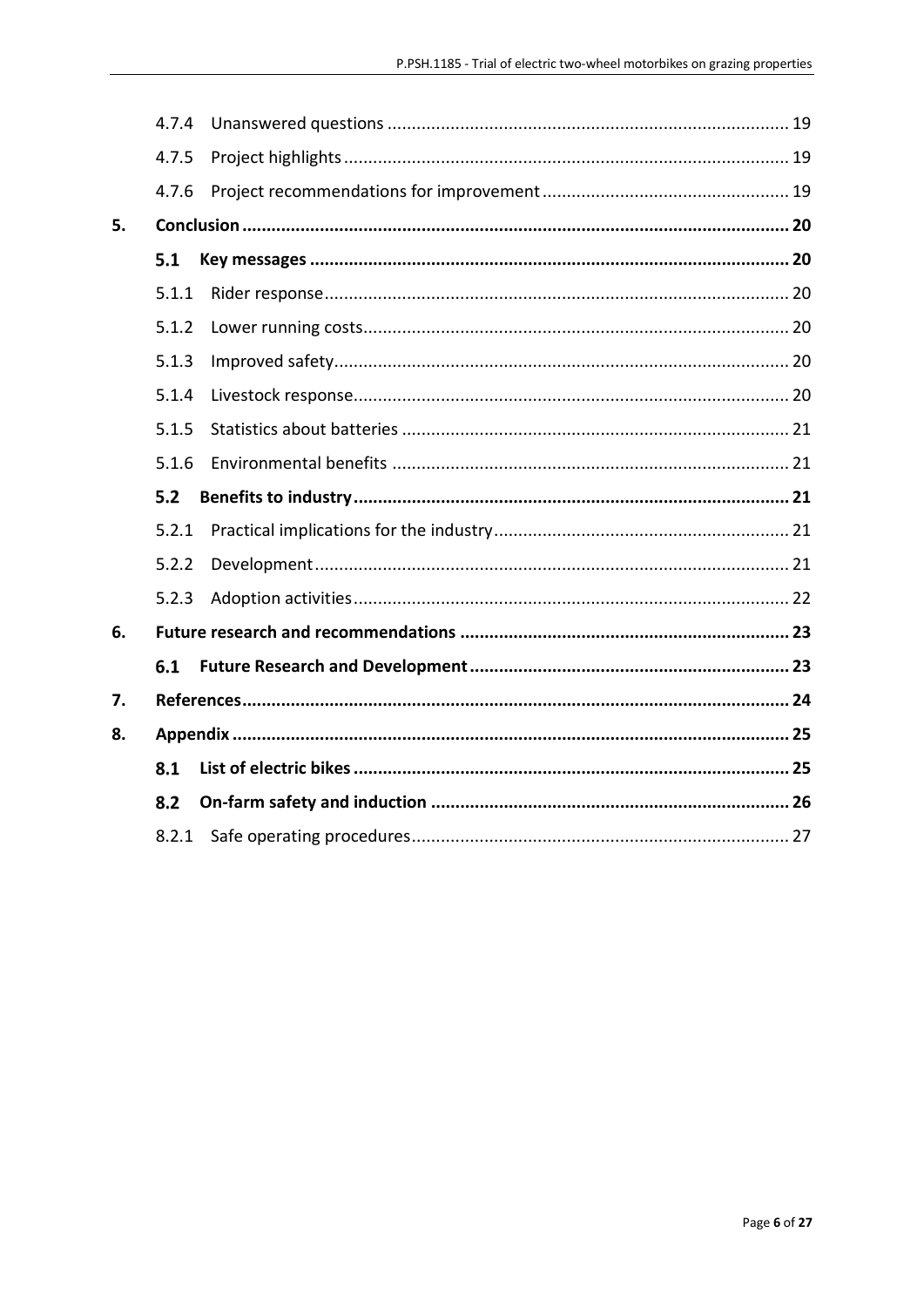| | | |
|---|---|---|
| 4.7.4 | Unanswered questions | 19 |
| 4.7.5 | Project highlights | 19 |
| 4.7.6 | Project recommendations for improvement | 19 |
| **5.** | **Conclusion** | **20** |
| **5.1** | **Key messages** | **20** |
| 5.1.1 | Rider response | 20 |
| 5.1.2 | Lower running costs | 20 |
| 5.1.3 | Improved safety | 20 |
| 5.1.4 | Livestock response | 20 |
| 5.1.5 | Statistics about batteries | 21 |
| 5.1.6 | Environmental benefits | 21 |
| **5.2** | **Benefits to industry** | **21** |
| 5.2.1 | Practical implications for the industry | 21 |
| 5.2.2 | Development | 21 |
| 5.2.3 | Adoption activities | 22 |
| **6.** | **Future research and recommendations** | **23** |
| **6.1** | **Future Research and Development** | **23** |
| **7.** | **References** | **24** |
| **8.** | **Appendix** | **25** |
| **8.1** | **List of electric bikes** | **25** |
| **8.2** | **On-farm safety and induction** | **26** |
| 8.2.1 | Safe operating procedures | 27 |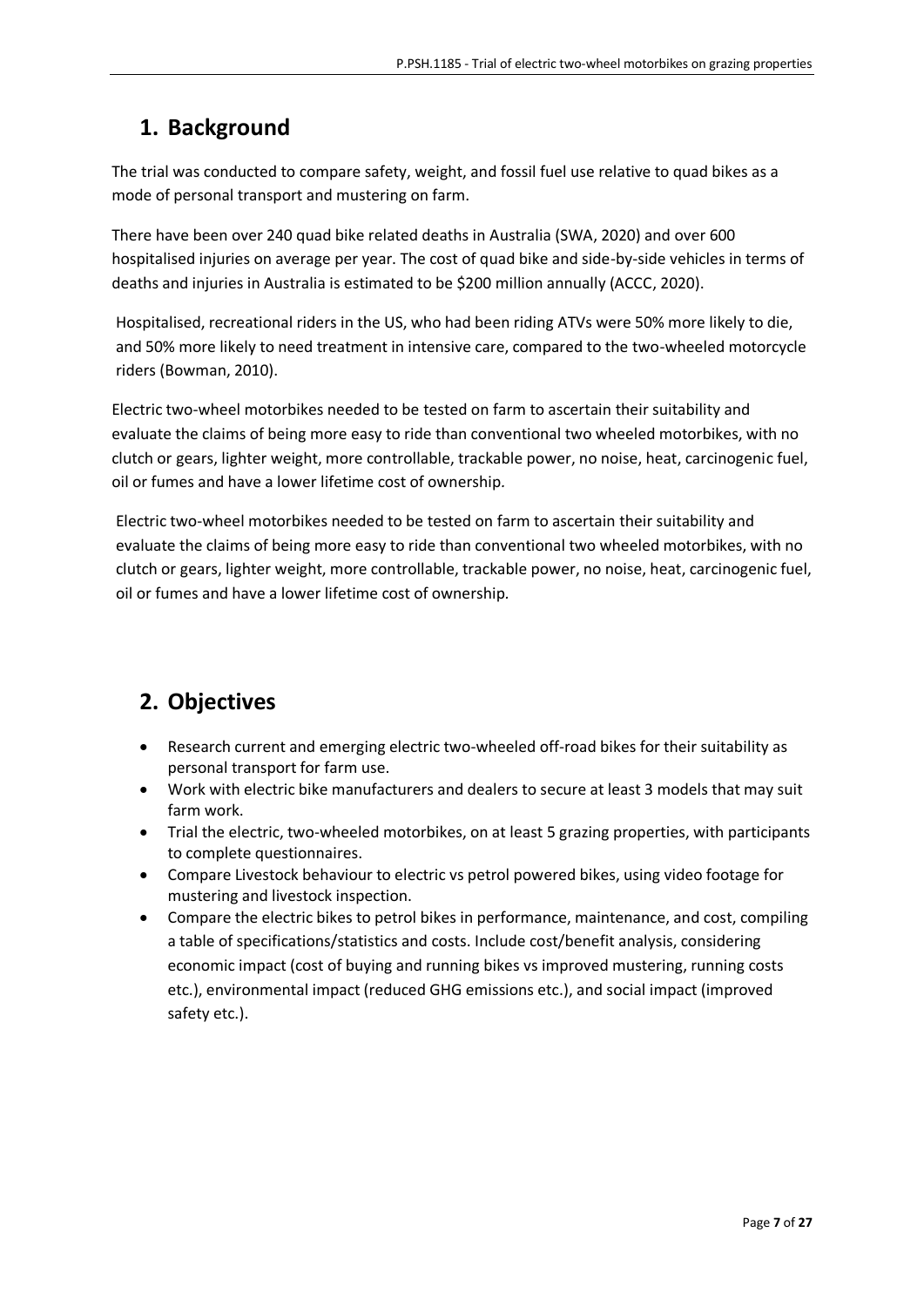## 1. Background

The trial was conducted to compare safety, weight, and fossil fuel use relative to quad bikes as a mode of personal transport and mustering on farm.

There have been over 240 quad bike related deaths in Australia (SWA, 2020) and over 600 hospitalised injuries on average per year. The cost of quad bike and side-by-side vehicles in terms of deaths and injuries in Australia is estimated to be $200 million annually (ACCC, 2020).

Hospitalised, recreational riders in the US, who had been riding ATVs were 50% more likely to die, and 50% more likely to need treatment in intensive care, compared to the two-wheeled motorcycle riders (Bowman, 2010).

Electric two-wheel motorbikes needed to be tested on farm to ascertain their suitability and evaluate the claims of being more easy to ride than conventional two wheeled motorbikes, with no clutch or gears, lighter weight, more controllable, trackable power, no noise, heat, carcinogenic fuel, oil or fumes and have a lower lifetime cost of ownership.

Electric two-wheel motorbikes needed to be tested on farm to ascertain their suitability and evaluate the claims of being more easy to ride than conventional two wheeled motorbikes, with no clutch or gears, lighter weight, more controllable, trackable power, no noise, heat, carcinogenic fuel, oil or fumes and have a lower lifetime cost of ownership.

## 2. Objectives

- Research current and emerging electric two-wheeled off-road bikes for their suitability as personal transport for farm use.
- Work with electric bike manufacturers and dealers to secure at least 3 models that may suit farm work.
- Trial the electric, two-wheeled motorbikes, on at least 5 grazing properties, with participants to complete questionnaires.
- Compare Livestock behaviour to electric vs petrol powered bikes, using video footage for mustering and livestock inspection.
- Compare the electric bikes to petrol bikes in performance, maintenance, and cost, compiling a table of specifications/statistics and costs. Include cost/benefit analysis, considering economic impact (cost of buying and running bikes vs improved mustering, running costs etc.), environmental impact (reduced GHG emissions etc.), and social impact (improved safety etc.).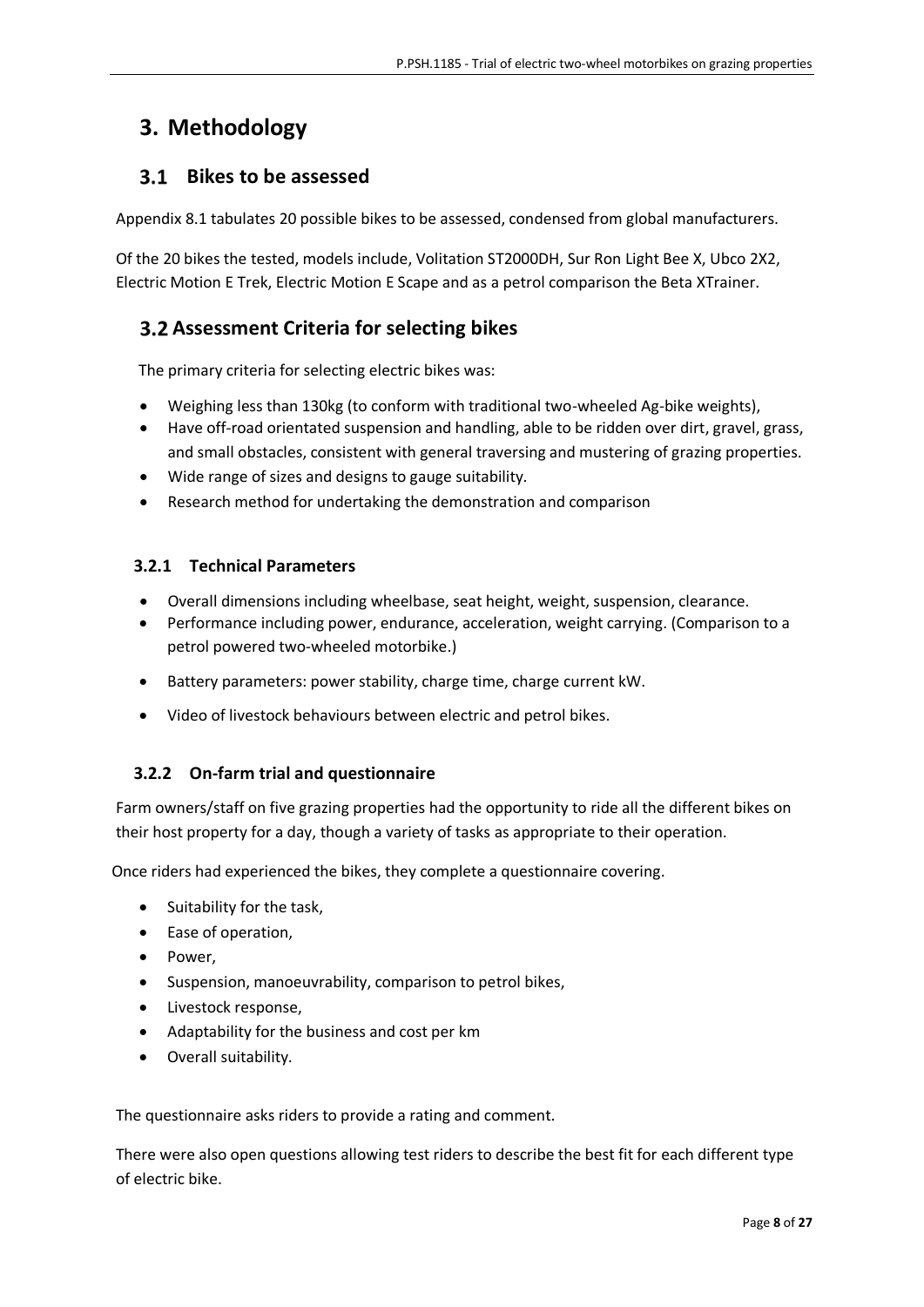# 3. Methodology

## 3.1 Bikes to be assessed

Appendix 8.1 tabulates 20 possible bikes to be assessed, condensed from global manufacturers.

Of the 20 bikes the tested, models include, Volitation ST2000DH, Sur Ron Light Bee X, Ubco 2X2, Electric Motion E Trek, Electric Motion E Scape and as a petrol comparison the Beta XTrainer.

## 3.2 Assessment Criteria for selecting bikes

The primary criteria for selecting electric bikes was:

- Weighing less than 130kg (to conform with traditional two-wheeled Ag-bike weights),
- Have off-road orientated suspension and handling, able to be ridden over dirt, gravel, grass, and small obstacles, consistent with general traversing and mustering of grazing properties.
- Wide range of sizes and designs to gauge suitability.
- Research method for undertaking the demonstration and comparison

### 3.2.1 Technical Parameters

- Overall dimensions including wheelbase, seat height, weight, suspension, clearance.
- Performance including power, endurance, acceleration, weight carrying. (Comparison to a petrol powered two-wheeled motorbike.)
- Battery parameters: power stability, charge time, charge current kW.
- Video of livestock behaviours between electric and petrol bikes.

### 3.2.2 On-farm trial and questionnaire

Farm owners/staff on five grazing properties had the opportunity to ride all the different bikes on their host property for a day, though a variety of tasks as appropriate to their operation.

Once riders had experienced the bikes, they complete a questionnaire covering.

- Suitability for the task,
- Ease of operation,
- Power,
- Suspension, manoeuvrability, comparison to petrol bikes,
- Livestock response,
- Adaptability for the business and cost per km
- Overall suitability.

The questionnaire asks riders to provide a rating and comment.

There were also open questions allowing test riders to describe the best fit for each different type of electric bike.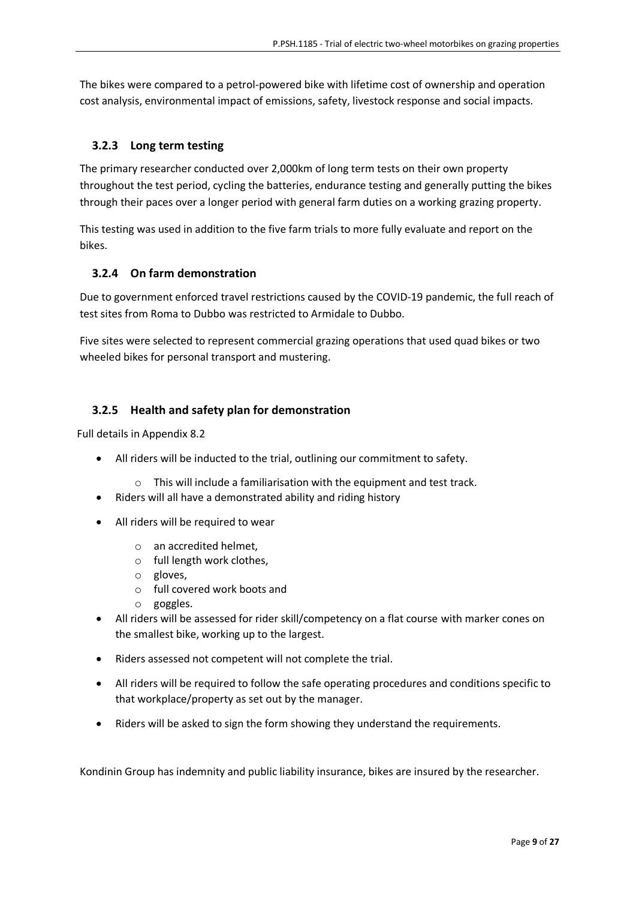The bikes were compared to a petrol-powered bike with lifetime cost of ownership and operation cost analysis, environmental impact of emissions, safety, livestock response and social impacts.

### 3.2.3 Long term testing

The primary researcher conducted over 2,000km of long term tests on their own property throughout the test period, cycling the batteries, endurance testing and generally putting the bikes through their paces over a longer period with general farm duties on a working grazing property.

This testing was used in addition to the five farm trials to more fully evaluate and report on the bikes.

### 3.2.4 On farm demonstration

Due to government enforced travel restrictions caused by the COVID-19 pandemic, the full reach of test sites from Roma to Dubbo was restricted to Armidale to Dubbo.

Five sites were selected to represent commercial grazing operations that used quad bikes or two wheeled bikes for personal transport and mustering.

### 3.2.5 Health and safety plan for demonstration

Full details in Appendix 8.2

- All riders will be inducted to the trial, outlining our commitment to safety.
  - This will include a familiarisation with the equipment and test track.
- Riders will all have a demonstrated ability and riding history
- All riders will be required to wear
  - an accredited helmet,
  - full length work clothes,
  - gloves,
  - full covered work boots and
  - goggles.
- All riders will be assessed for rider skill/competency on a flat course with marker cones on the smallest bike, working up to the largest.
- Riders assessed not competent will not complete the trial.
- All riders will be required to follow the safe operating procedures and conditions specific to that workplace/property as set out by the manager.
- Riders will be asked to sign the form showing they understand the requirements.

Kondinin Group has indemnity and public liability insurance, bikes are insured by the researcher.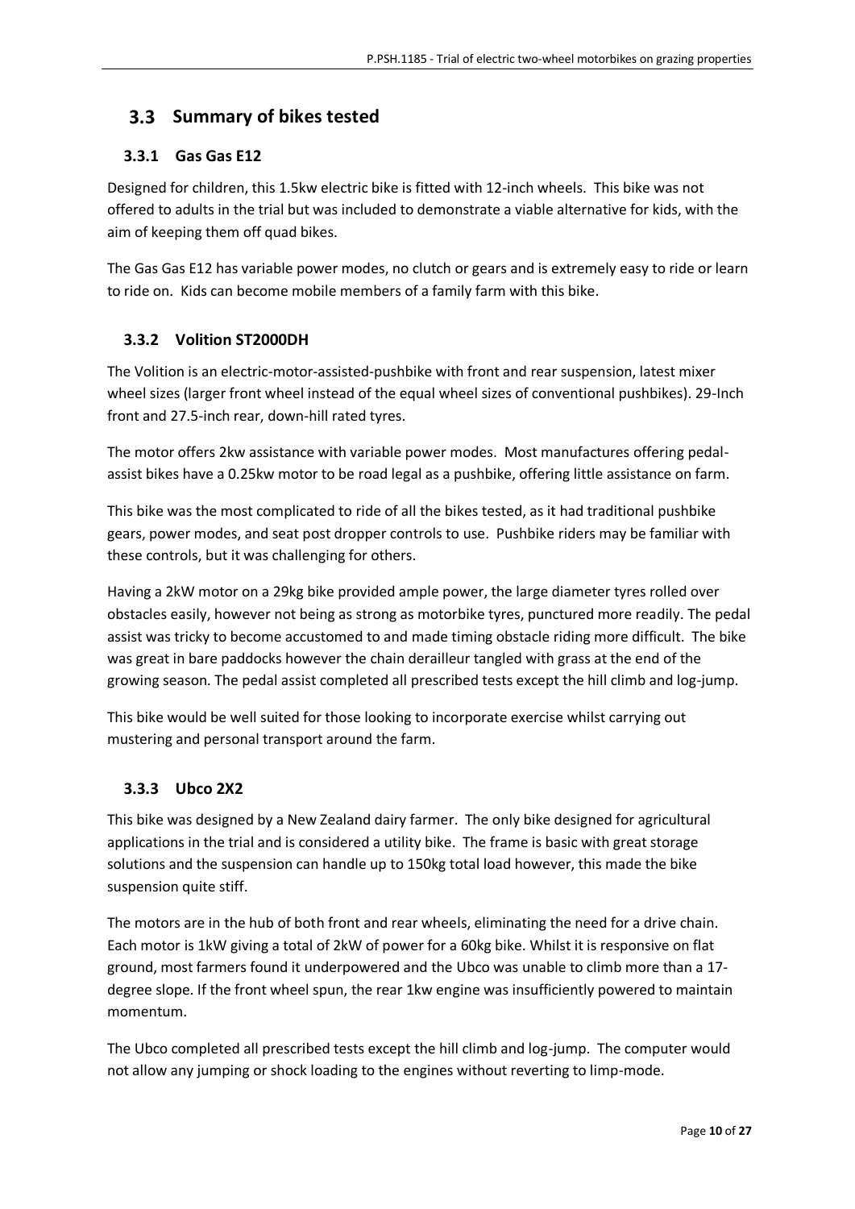## 3.3 Summary of bikes tested

### 3.3.1 Gas Gas E12

Designed for children, this 1.5kw electric bike is fitted with 12-inch wheels. This bike was not offered to adults in the trial but was included to demonstrate a viable alternative for kids, with the aim of keeping them off quad bikes.

The Gas Gas E12 has variable power modes, no clutch or gears and is extremely easy to ride or learn to ride on. Kids can become mobile members of a family farm with this bike.

### 3.3.2 Volition ST2000DH

The Volition is an electric-motor-assisted-pushbike with front and rear suspension, latest mixer wheel sizes (larger front wheel instead of the equal wheel sizes of conventional pushbikes). 29-Inch front and 27.5-inch rear, down-hill rated tyres.

The motor offers 2kw assistance with variable power modes. Most manufactures offering pedal-assist bikes have a 0.25kw motor to be road legal as a pushbike, offering little assistance on farm.

This bike was the most complicated to ride of all the bikes tested, as it had traditional pushbike gears, power modes, and seat post dropper controls to use. Pushbike riders may be familiar with these controls, but it was challenging for others.

Having a 2kW motor on a 29kg bike provided ample power, the large diameter tyres rolled over obstacles easily, however not being as strong as motorbike tyres, punctured more readily. The pedal assist was tricky to become accustomed to and made timing obstacle riding more difficult. The bike was great in bare paddocks however the chain derailleur tangled with grass at the end of the growing season. The pedal assist completed all prescribed tests except the hill climb and log-jump.

This bike would be well suited for those looking to incorporate exercise whilst carrying out mustering and personal transport around the farm.

### 3.3.3 Ubco 2X2

This bike was designed by a New Zealand dairy farmer. The only bike designed for agricultural applications in the trial and is considered a utility bike. The frame is basic with great storage solutions and the suspension can handle up to 150kg total load however, this made the bike suspension quite stiff.

The motors are in the hub of both front and rear wheels, eliminating the need for a drive chain. Each motor is 1kW giving a total of 2kW of power for a 60kg bike. Whilst it is responsive on flat ground, most farmers found it underpowered and the Ubco was unable to climb more than a 17-degree slope. If the front wheel spun, the rear 1kw engine was insufficiently powered to maintain momentum.

The Ubco completed all prescribed tests except the hill climb and log-jump. The computer would not allow any jumping or shock loading to the engines without reverting to limp-mode.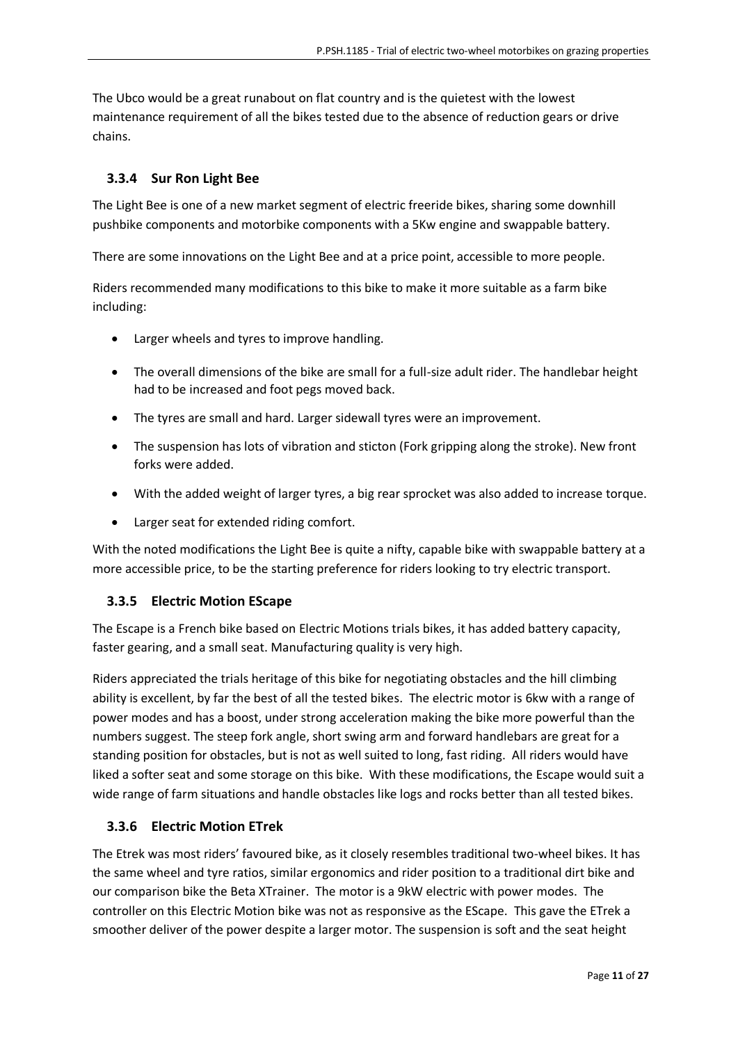The Ubco would be a great runabout on flat country and is the quietest with the lowest maintenance requirement of all the bikes tested due to the absence of reduction gears or drive chains.

### 3.3.4 Sur Ron Light Bee

The Light Bee is one of a new market segment of electric freeride bikes, sharing some downhill pushbike components and motorbike components with a 5Kw engine and swappable battery.

There are some innovations on the Light Bee and at a price point, accessible to more people.

Riders recommended many modifications to this bike to make it more suitable as a farm bike including:

- Larger wheels and tyres to improve handling.
- The overall dimensions of the bike are small for a full-size adult rider. The handlebar height had to be increased and foot pegs moved back.
- The tyres are small and hard. Larger sidewall tyres were an improvement.
- The suspension has lots of vibration and sticton (Fork gripping along the stroke). New front forks were added.
- With the added weight of larger tyres, a big rear sprocket was also added to increase torque.
- Larger seat for extended riding comfort.

With the noted modifications the Light Bee is quite a nifty, capable bike with swappable battery at a more accessible price, to be the starting preference for riders looking to try electric transport.

### 3.3.5 Electric Motion EScape

The Escape is a French bike based on Electric Motions trials bikes, it has added battery capacity, faster gearing, and a small seat. Manufacturing quality is very high.

Riders appreciated the trials heritage of this bike for negotiating obstacles and the hill climbing ability is excellent, by far the best of all the tested bikes. The electric motor is 6kw with a range of power modes and has a boost, under strong acceleration making the bike more powerful than the numbers suggest. The steep fork angle, short swing arm and forward handlebars are great for a standing position for obstacles, but is not as well suited to long, fast riding. All riders would have liked a softer seat and some storage on this bike. With these modifications, the Escape would suit a wide range of farm situations and handle obstacles like logs and rocks better than all tested bikes.

### 3.3.6 Electric Motion ETrek

The Etrek was most riders' favoured bike, as it closely resembles traditional two-wheel bikes. It has the same wheel and tyre ratios, similar ergonomics and rider position to a traditional dirt bike and our comparison bike the Beta XTrainer. The motor is a 9kW electric with power modes. The controller on this Electric Motion bike was not as responsive as the EScape. This gave the ETrek a smoother deliver of the power despite a larger motor. The suspension is soft and the seat height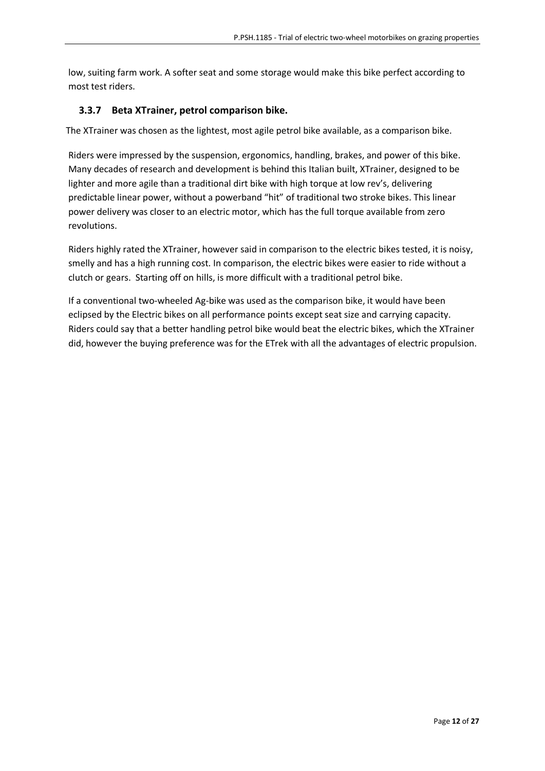low, suiting farm work. A softer seat and some storage would make this bike perfect according to most test riders.

### 3.3.7 Beta XTrainer, petrol comparison bike.

The XTrainer was chosen as the lightest, most agile petrol bike available, as a comparison bike.

Riders were impressed by the suspension, ergonomics, handling, brakes, and power of this bike. Many decades of research and development is behind this Italian built, XTrainer, designed to be lighter and more agile than a traditional dirt bike with high torque at low rev's, delivering predictable linear power, without a powerband "hit" of traditional two stroke bikes. This linear power delivery was closer to an electric motor, which has the full torque available from zero revolutions.

Riders highly rated the XTrainer, however said in comparison to the electric bikes tested, it is noisy, smelly and has a high running cost. In comparison, the electric bikes were easier to ride without a clutch or gears. Starting off on hills, is more difficult with a traditional petrol bike.

If a conventional two-wheeled Ag-bike was used as the comparison bike, it would have been eclipsed by the Electric bikes on all performance points except seat size and carrying capacity. Riders could say that a better handling petrol bike would beat the electric bikes, which the XTrainer did, however the buying preference was for the ETrek with all the advantages of electric propulsion.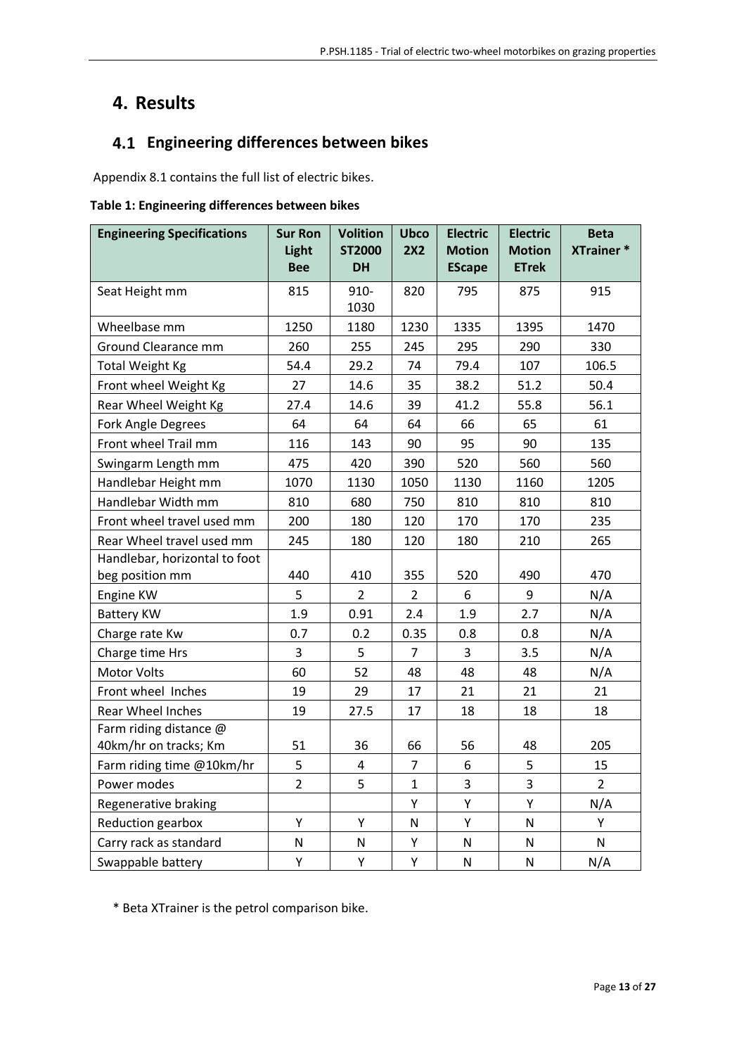# 4. Results

## 4.1 Engineering differences between bikes

Appendix 8.1 contains the full list of electric bikes.

**Table 1: Engineering differences between bikes**

| Engineering Specifications | Sur Ron Light Bee | Volition ST2000 DH | Ubco 2X2 | Electric Motion EScape | Electric Motion ETrek | Beta XTrainer * |
|---|---|---|---|---|---|---|
| Seat Height mm | 815 | 910-1030 | 820 | 795 | 875 | 915 |
| Wheelbase mm | 1250 | 1180 | 1230 | 1335 | 1395 | 1470 |
| Ground Clearance mm | 260 | 255 | 245 | 295 | 290 | 330 |
| Total Weight Kg | 54.4 | 29.2 | 74 | 79.4 | 107 | 106.5 |
| Front wheel Weight Kg | 27 | 14.6 | 35 | 38.2 | 51.2 | 50.4 |
| Rear Wheel Weight Kg | 27.4 | 14.6 | 39 | 41.2 | 55.8 | 56.1 |
| Fork Angle Degrees | 64 | 64 | 64 | 66 | 65 | 61 |
| Front wheel Trail mm | 116 | 143 | 90 | 95 | 90 | 135 |
| Swingarm Length mm | 475 | 420 | 390 | 520 | 560 | 560 |
| Handlebar Height mm | 1070 | 1130 | 1050 | 1130 | 1160 | 1205 |
| Handlebar Width mm | 810 | 680 | 750 | 810 | 810 | 810 |
| Front wheel travel used mm | 200 | 180 | 120 | 170 | 170 | 235 |
| Rear Wheel travel used mm | 245 | 180 | 120 | 180 | 210 | 265 |
| Handlebar, horizontal to foot beg position mm | 440 | 410 | 355 | 520 | 490 | 470 |
| Engine KW | 5 | 2 | 2 | 6 | 9 | N/A |
| Battery KW | 1.9 | 0.91 | 2.4 | 1.9 | 2.7 | N/A |
| Charge rate Kw | 0.7 | 0.2 | 0.35 | 0.8 | 0.8 | N/A |
| Charge time Hrs | 3 | 5 | 7 | 3 | 3.5 | N/A |
| Motor Volts | 60 | 52 | 48 | 48 | 48 | N/A |
| Front wheel Inches | 19 | 29 | 17 | 21 | 21 | 21 |
| Rear Wheel Inches | 19 | 27.5 | 17 | 18 | 18 | 18 |
| Farm riding distance @ 40km/hr on tracks; Km | 51 | 36 | 66 | 56 | 48 | 205 |
| Farm riding time @10km/hr | 5 | 4 | 7 | 6 | 5 | 15 |
| Power modes | 2 | 5 | 1 | 3 | 3 | 2 |
| Regenerative braking | | | Y | Y | Y | N/A |
| Reduction gearbox | Y | Y | N | Y | N | Y |
| Carry rack as standard | N | N | Y | N | N | N |
| Swappable battery | Y | Y | Y | N | N | N/A |

\* Beta XTrainer is the petrol comparison bike.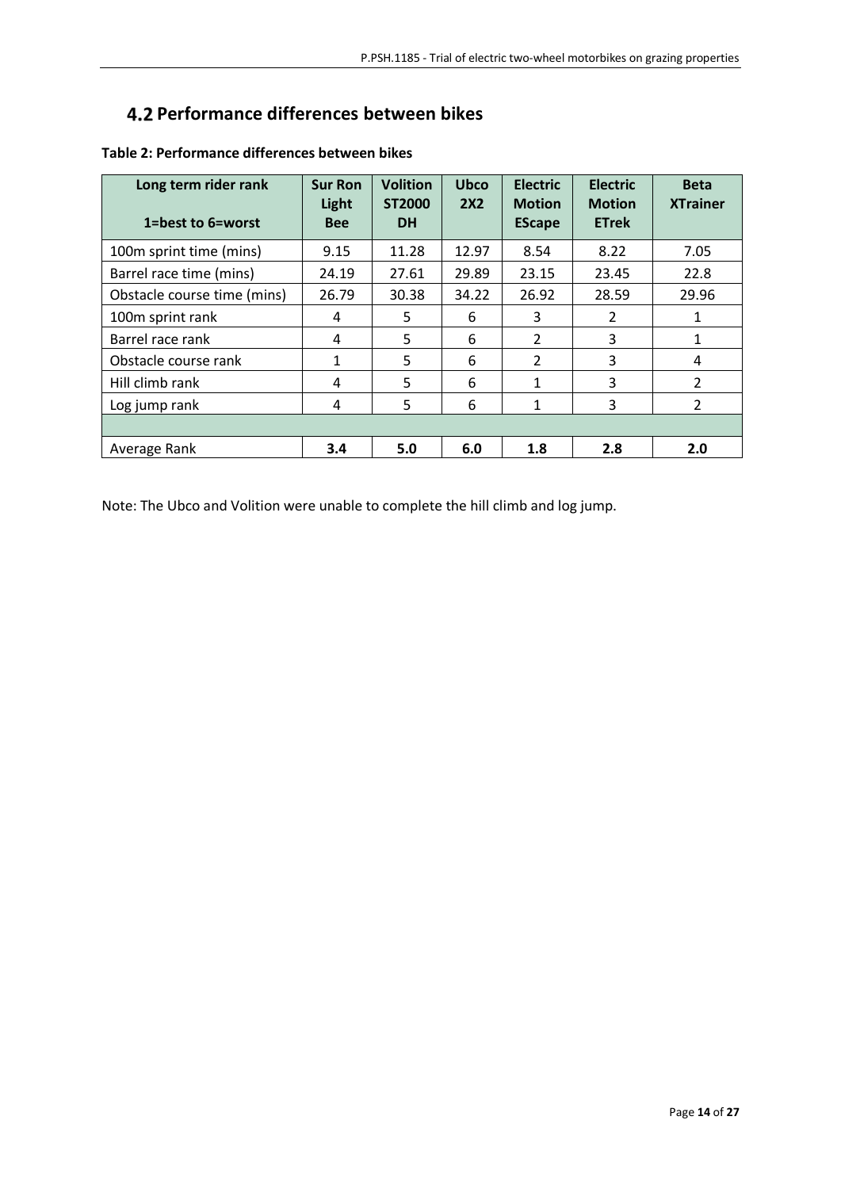## 4.2 Performance differences between bikes

**Table 2: Performance differences between bikes**

| Long term rider rank<br><br>1=best to 6=worst | Sur Ron Light Bee | Volition ST2000 DH | Ubco 2X2 | Electric Motion EScape | Electric Motion ETrek | Beta XTrainer |
|---|---|---|---|---|---|---|
| 100m sprint time (mins) | 9.15 | 11.28 | 12.97 | 8.54 | 8.22 | 7.05 |
| Barrel race time (mins) | 24.19 | 27.61 | 29.89 | 23.15 | 23.45 | 22.8 |
| Obstacle course time (mins) | 26.79 | 30.38 | 34.22 | 26.92 | 28.59 | 29.96 |
| 100m sprint rank | 4 | 5 | 6 | 3 | 2 | 1 |
| Barrel race rank | 4 | 5 | 6 | 2 | 3 | 1 |
| Obstacle course rank | 1 | 5 | 6 | 2 | 3 | 4 |
| Hill climb rank | 4 | 5 | 6 | 1 | 3 | 2 |
| Log jump rank | 4 | 5 | 6 | 1 | 3 | 2 |
| | | | | | | |
| Average Rank | **3.4** | **5.0** | **6.0** | **1.8** | **2.8** | **2.0** |

Note: The Ubco and Volition were unable to complete the hill climb and log jump.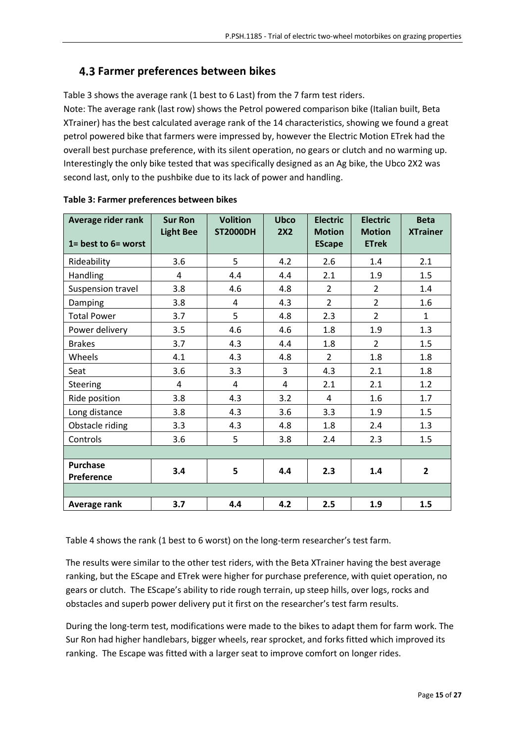## 4.3 Farmer preferences between bikes

Table 3 shows the average rank (1 best to 6 Last) from the 7 farm test riders.

Note: The average rank (last row) shows the Petrol powered comparison bike (Italian built, Beta XTrainer) has the best calculated average rank of the 14 characteristics, showing we found a great petrol powered bike that farmers were impressed by, however the Electric Motion ETrek had the overall best purchase preference, with its silent operation, no gears or clutch and no warming up. Interestingly the only bike tested that was specifically designed as an Ag bike, the Ubco 2X2 was second last, only to the pushbike due to its lack of power and handling.

**Table 3: Farmer preferences between bikes**

| Average rider rank<br><br>1= best to 6= worst | Sur Ron Light Bee | Volition ST2000DH | Ubco 2X2 | Electric Motion EScape | Electric Motion ETrek | Beta XTrainer |
|---|---|---|---|---|---|---|
| Rideability | 3.6 | 5 | 4.2 | 2.6 | 1.4 | 2.1 |
| Handling | 4 | 4.4 | 4.4 | 2.1 | 1.9 | 1.5 |
| Suspension travel | 3.8 | 4.6 | 4.8 | 2 | 2 | 1.4 |
| Damping | 3.8 | 4 | 4.3 | 2 | 2 | 1.6 |
| Total Power | 3.7 | 5 | 4.8 | 2.3 | 2 | 1 |
| Power delivery | 3.5 | 4.6 | 4.6 | 1.8 | 1.9 | 1.3 |
| Brakes | 3.7 | 4.3 | 4.4 | 1.8 | 2 | 1.5 |
| Wheels | 4.1 | 4.3 | 4.8 | 2 | 1.8 | 1.8 |
| Seat | 3.6 | 3.3 | 3 | 4.3 | 2.1 | 1.8 |
| Steering | 4 | 4 | 4 | 2.1 | 2.1 | 1.2 |
| Ride position | 3.8 | 4.3 | 3.2 | 4 | 1.6 | 1.7 |
| Long distance | 3.8 | 4.3 | 3.6 | 3.3 | 1.9 | 1.5 |
| Obstacle riding | 3.3 | 4.3 | 4.8 | 1.8 | 2.4 | 1.3 |
| Controls | 3.6 | 5 | 3.8 | 2.4 | 2.3 | 1.5 |
| | | | | | | |
| **Purchase Preference** | **3.4** | **5** | **4.4** | **2.3** | **1.4** | **2** |
| | | | | | | |
| **Average rank** | **3.7** | **4.4** | **4.2** | **2.5** | **1.9** | **1.5** |

Table 4 shows the rank (1 best to 6 worst) on the long-term researcher's test farm.

The results were similar to the other test riders, with the Beta XTrainer having the best average ranking, but the EScape and ETrek were higher for purchase preference, with quiet operation, no gears or clutch. The EScape's ability to ride rough terrain, up steep hills, over logs, rocks and obstacles and superb power delivery put it first on the researcher's test farm results.

During the long-term test, modifications were made to the bikes to adapt them for farm work. The Sur Ron had higher handlebars, bigger wheels, rear sprocket, and forks fitted which improved its ranking. The Escape was fitted with a larger seat to improve comfort on longer rides.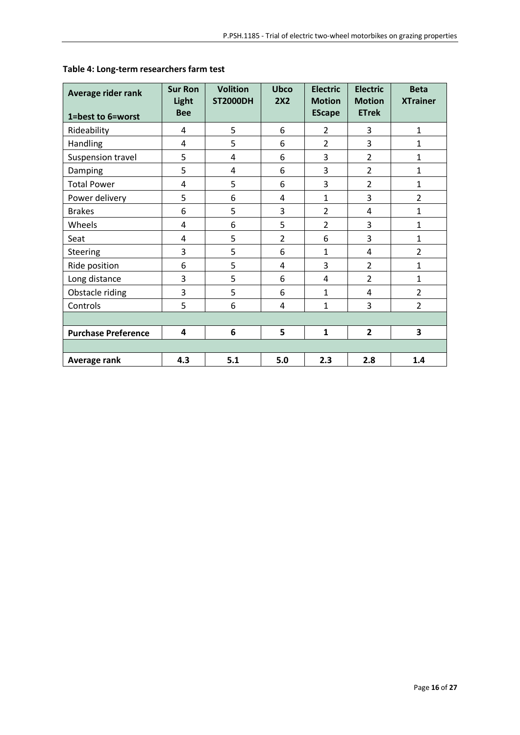**Table 4: Long-term researchers farm test**

| Average rider rank<br>1=best to 6=worst | Sur Ron Light Bee | Volition ST2000DH | Ubco 2X2 | Electric Motion EScape | Electric Motion ETrek | Beta XTrainer |
|---|---|---|---|---|---|---|
| Rideability | 4 | 5 | 6 | 2 | 3 | 1 |
| Handling | 4 | 5 | 6 | 2 | 3 | 1 |
| Suspension travel | 5 | 4 | 6 | 3 | 2 | 1 |
| Damping | 5 | 4 | 6 | 3 | 2 | 1 |
| Total Power | 4 | 5 | 6 | 3 | 2 | 1 |
| Power delivery | 5 | 6 | 4 | 1 | 3 | 2 |
| Brakes | 6 | 5 | 3 | 2 | 4 | 1 |
| Wheels | 4 | 6 | 5 | 2 | 3 | 1 |
| Seat | 4 | 5 | 2 | 6 | 3 | 1 |
| Steering | 3 | 5 | 6 | 1 | 4 | 2 |
| Ride position | 6 | 5 | 4 | 3 | 2 | 1 |
| Long distance | 3 | 5 | 6 | 4 | 2 | 1 |
| Obstacle riding | 3 | 5 | 6 | 1 | 4 | 2 |
| Controls | 5 | 6 | 4 | 1 | 3 | 2 |
| | | | | | | |
| **Purchase Preference** | **4** | **6** | **5** | **1** | **2** | **3** |
| | | | | | | |
| **Average rank** | **4.3** | **5.1** | **5.0** | **2.3** | **2.8** | **1.4** |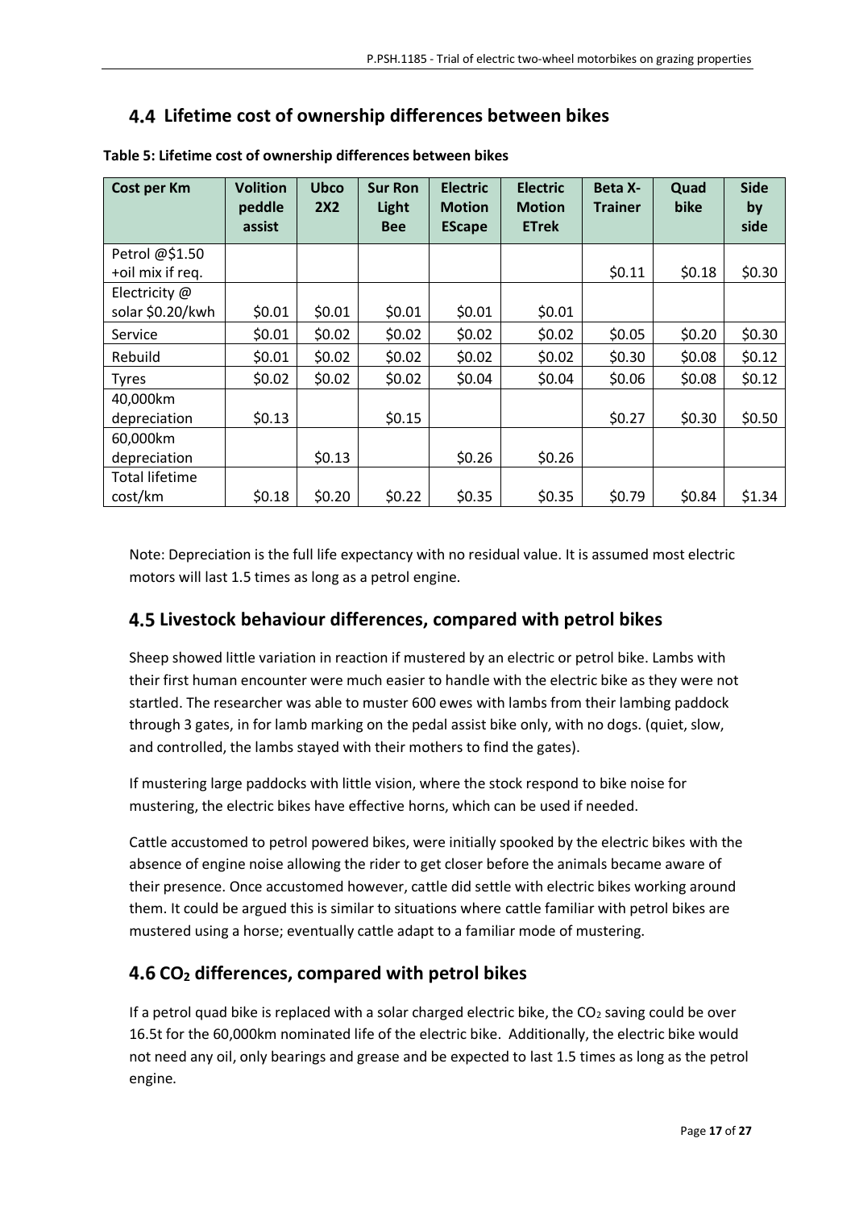## 4.4 Lifetime cost of ownership differences between bikes

**Table 5: Lifetime cost of ownership differences between bikes**

| Cost per Km | Volition peddle assist | Ubco 2X2 | Sur Ron Light Bee | Electric Motion EScape | Electric Motion ETrek | Beta X-Trainer | Quad bike | Side by side |
|---|---|---|---|---|---|---|---|---|
| Petrol @$1.50 +oil mix if req. | | | | | | $0.11 | $0.18 | $0.30 |
| Electricity @ solar $0.20/kwh | $0.01 | $0.01 | $0.01 | $0.01 | $0.01 | | | |
| Service | $0.01 | $0.02 | $0.02 | $0.02 | $0.02 | $0.05 | $0.20 | $0.30 |
| Rebuild | $0.01 | $0.02 | $0.02 | $0.02 | $0.02 | $0.30 | $0.08 | $0.12 |
| Tyres | $0.02 | $0.02 | $0.02 | $0.04 | $0.04 | $0.06 | $0.08 | $0.12 |
| 40,000km depreciation | $0.13 | | $0.15 | | | $0.27 | $0.30 | $0.50 |
| 60,000km depreciation | | $0.13 | | $0.26 | $0.26 | | | |
| Total lifetime cost/km | $0.18 | $0.20 | $0.22 | $0.35 | $0.35 | $0.79 | $0.84 | $1.34 |

Note: Depreciation is the full life expectancy with no residual value. It is assumed most electric motors will last 1.5 times as long as a petrol engine.

## 4.5 Livestock behaviour differences, compared with petrol bikes

Sheep showed little variation in reaction if mustered by an electric or petrol bike. Lambs with their first human encounter were much easier to handle with the electric bike as they were not startled. The researcher was able to muster 600 ewes with lambs from their lambing paddock through 3 gates, in for lamb marking on the pedal assist bike only, with no dogs. (quiet, slow, and controlled, the lambs stayed with their mothers to find the gates).

If mustering large paddocks with little vision, where the stock respond to bike noise for mustering, the electric bikes have effective horns, which can be used if needed.

Cattle accustomed to petrol powered bikes, were initially spooked by the electric bikes with the absence of engine noise allowing the rider to get closer before the animals became aware of their presence. Once accustomed however, cattle did settle with electric bikes working around them. It could be argued this is similar to situations where cattle familiar with petrol bikes are mustered using a horse; eventually cattle adapt to a familiar mode of mustering.

## 4.6 $CO_2$ differences, compared with petrol bikes

If a petrol quad bike is replaced with a solar charged electric bike, the $CO_2$ saving could be over 16.5t for the 60,000km nominated life of the electric bike. Additionally, the electric bike would not need any oil, only bearings and grease and be expected to last 1.5 times as long as the petrol engine.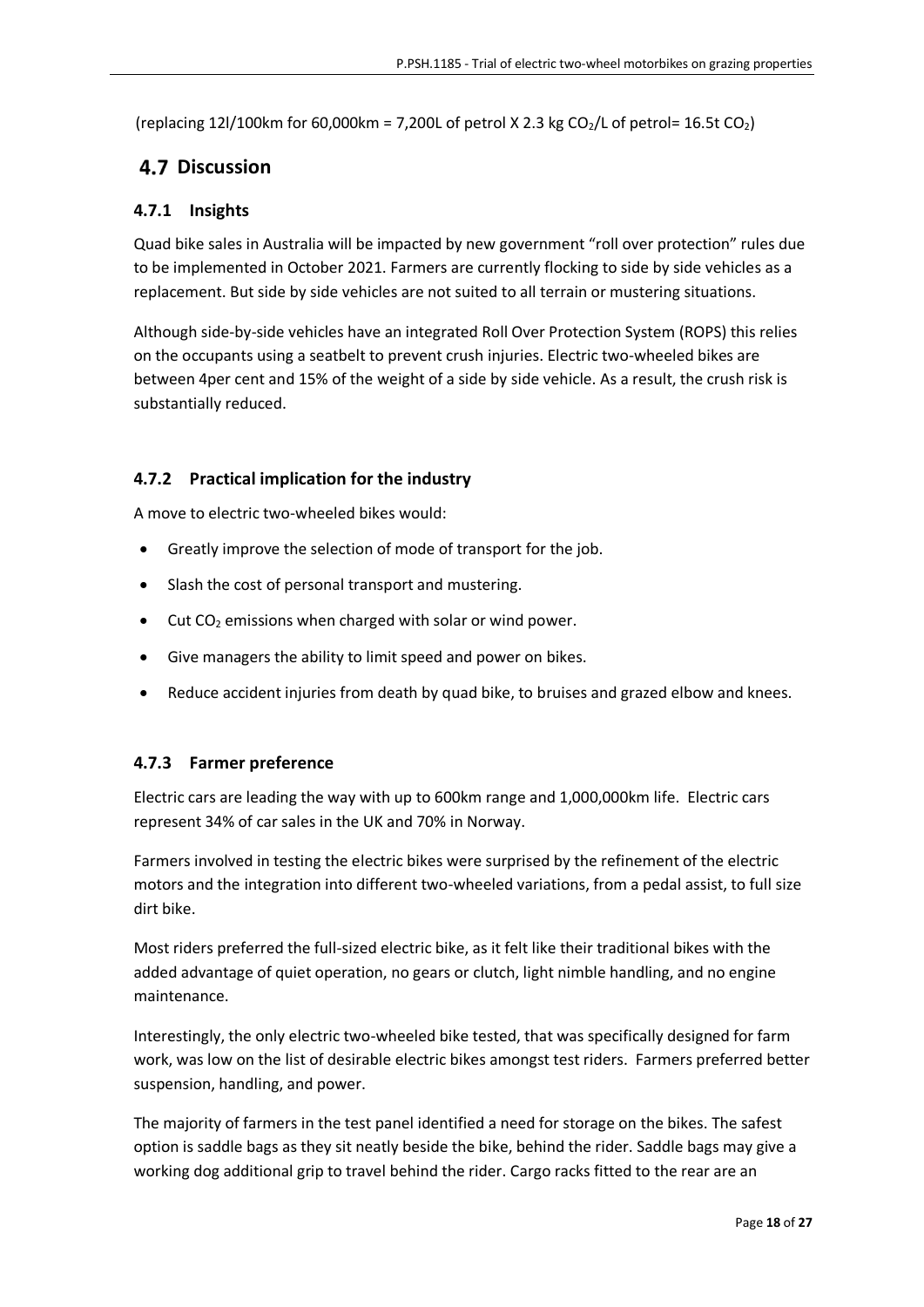(replacing 12l/100km for 60,000km = 7,200L of petrol X 2.3 kg $CO_2$/L of petrol= 16.5t $CO_2$)

## 4.7 Discussion

### 4.7.1 Insights

Quad bike sales in Australia will be impacted by new government "roll over protection" rules due to be implemented in October 2021. Farmers are currently flocking to side by side vehicles as a replacement. But side by side vehicles are not suited to all terrain or mustering situations.

Although side-by-side vehicles have an integrated Roll Over Protection System (ROPS) this relies on the occupants using a seatbelt to prevent crush injuries. Electric two-wheeled bikes are between 4per cent and 15% of the weight of a side by side vehicle. As a result, the crush risk is substantially reduced.

### 4.7.2 Practical implication for the industry

A move to electric two-wheeled bikes would:

- Greatly improve the selection of mode of transport for the job.
- Slash the cost of personal transport and mustering.
- Cut $CO_2$ emissions when charged with solar or wind power.
- Give managers the ability to limit speed and power on bikes.
- Reduce accident injuries from death by quad bike, to bruises and grazed elbow and knees.

### 4.7.3 Farmer preference

Electric cars are leading the way with up to 600km range and 1,000,000km life. Electric cars represent 34% of car sales in the UK and 70% in Norway.

Farmers involved in testing the electric bikes were surprised by the refinement of the electric motors and the integration into different two-wheeled variations, from a pedal assist, to full size dirt bike.

Most riders preferred the full-sized electric bike, as it felt like their traditional bikes with the added advantage of quiet operation, no gears or clutch, light nimble handling, and no engine maintenance.

Interestingly, the only electric two-wheeled bike tested, that was specifically designed for farm work, was low on the list of desirable electric bikes amongst test riders. Farmers preferred better suspension, handling, and power.

The majority of farmers in the test panel identified a need for storage on the bikes. The safest option is saddle bags as they sit neatly beside the bike, behind the rider. Saddle bags may give a working dog additional grip to travel behind the rider. Cargo racks fitted to the rear are an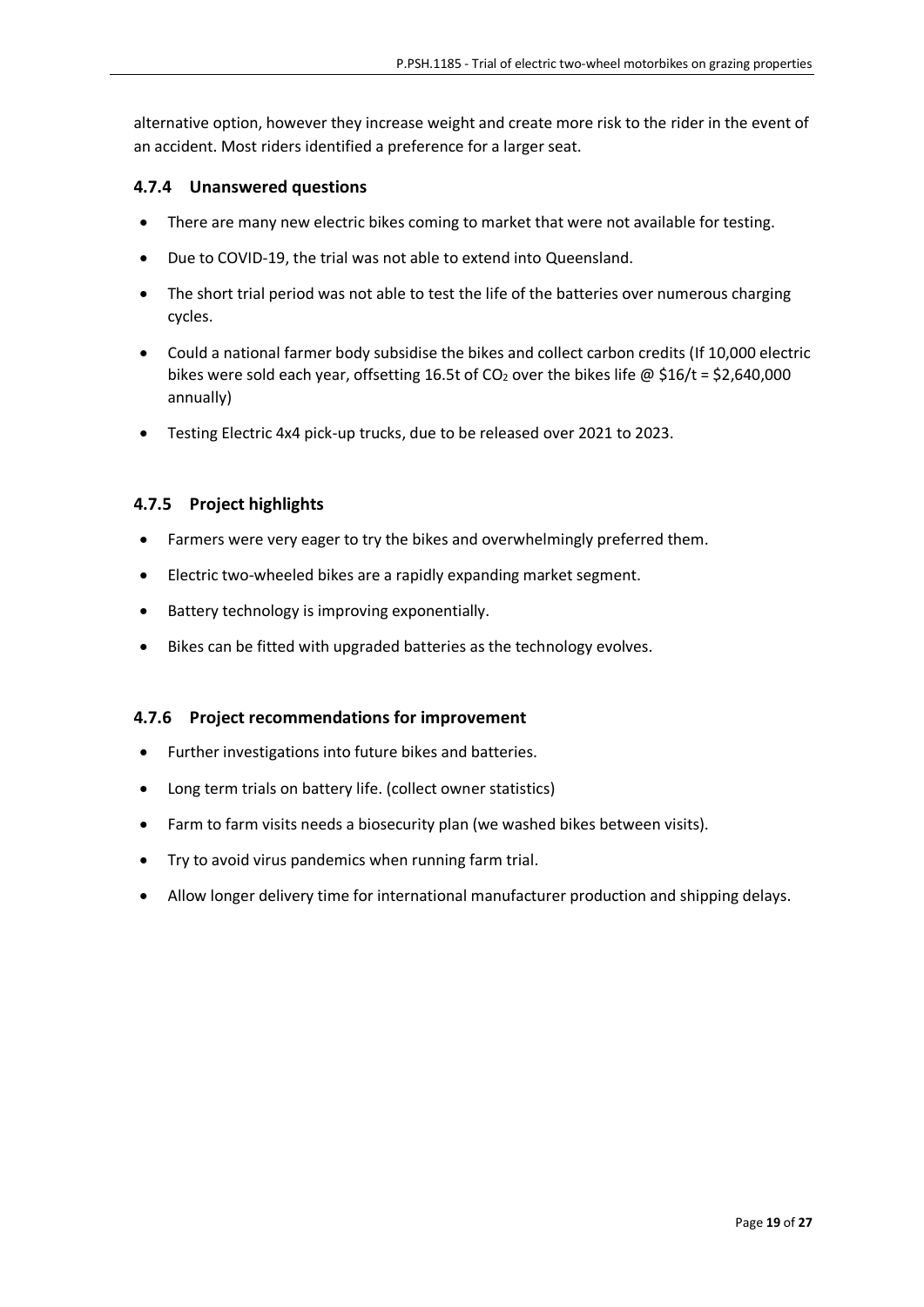alternative option, however they increase weight and create more risk to the rider in the event of an accident. Most riders identified a preference for a larger seat.

### 4.7.4 Unanswered questions

- There are many new electric bikes coming to market that were not available for testing.
- Due to COVID-19, the trial was not able to extend into Queensland.
- The short trial period was not able to test the life of the batteries over numerous charging cycles.
- Could a national farmer body subsidise the bikes and collect carbon credits (If 10,000 electric bikes were sold each year, offsetting 16.5t of $CO_2$ over the bikes life @ $16/t = $2,640,000 annually)
- Testing Electric 4x4 pick-up trucks, due to be released over 2021 to 2023.

### 4.7.5 Project highlights

- Farmers were very eager to try the bikes and overwhelmingly preferred them.
- Electric two-wheeled bikes are a rapidly expanding market segment.
- Battery technology is improving exponentially.
- Bikes can be fitted with upgraded batteries as the technology evolves.

### 4.7.6 Project recommendations for improvement

- Further investigations into future bikes and batteries.
- Long term trials on battery life. (collect owner statistics)
- Farm to farm visits needs a biosecurity plan (we washed bikes between visits).
- Try to avoid virus pandemics when running farm trial.
- Allow longer delivery time for international manufacturer production and shipping delays.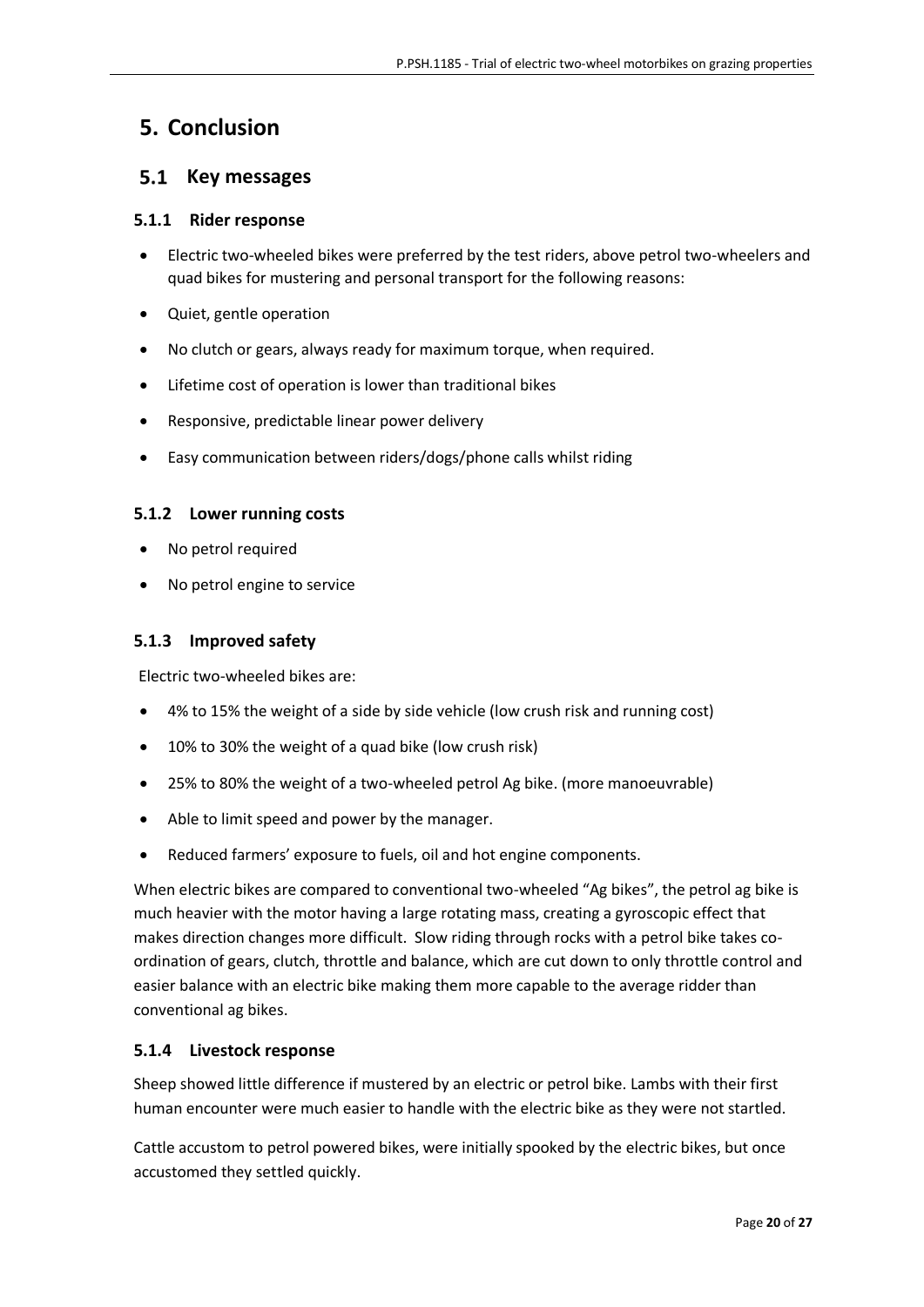# 5. Conclusion

## 5.1 Key messages

### 5.1.1 Rider response

- Electric two-wheeled bikes were preferred by the test riders, above petrol two-wheelers and quad bikes for mustering and personal transport for the following reasons:
- Quiet, gentle operation
- No clutch or gears, always ready for maximum torque, when required.
- Lifetime cost of operation is lower than traditional bikes
- Responsive, predictable linear power delivery
- Easy communication between riders/dogs/phone calls whilst riding

### 5.1.2 Lower running costs

- No petrol required
- No petrol engine to service

### 5.1.3 Improved safety

Electric two-wheeled bikes are:

- 4% to 15% the weight of a side by side vehicle (low crush risk and running cost)
- 10% to 30% the weight of a quad bike (low crush risk)
- 25% to 80% the weight of a two-wheeled petrol Ag bike. (more manoeuvrable)
- Able to limit speed and power by the manager.
- Reduced farmers' exposure to fuels, oil and hot engine components.

When electric bikes are compared to conventional two-wheeled "Ag bikes", the petrol ag bike is much heavier with the motor having a large rotating mass, creating a gyroscopic effect that makes direction changes more difficult. Slow riding through rocks with a petrol bike takes co-ordination of gears, clutch, throttle and balance, which are cut down to only throttle control and easier balance with an electric bike making them more capable to the average ridder than conventional ag bikes.

### 5.1.4 Livestock response

Sheep showed little difference if mustered by an electric or petrol bike. Lambs with their first human encounter were much easier to handle with the electric bike as they were not startled.

Cattle accustom to petrol powered bikes, were initially spooked by the electric bikes, but once accustomed they settled quickly.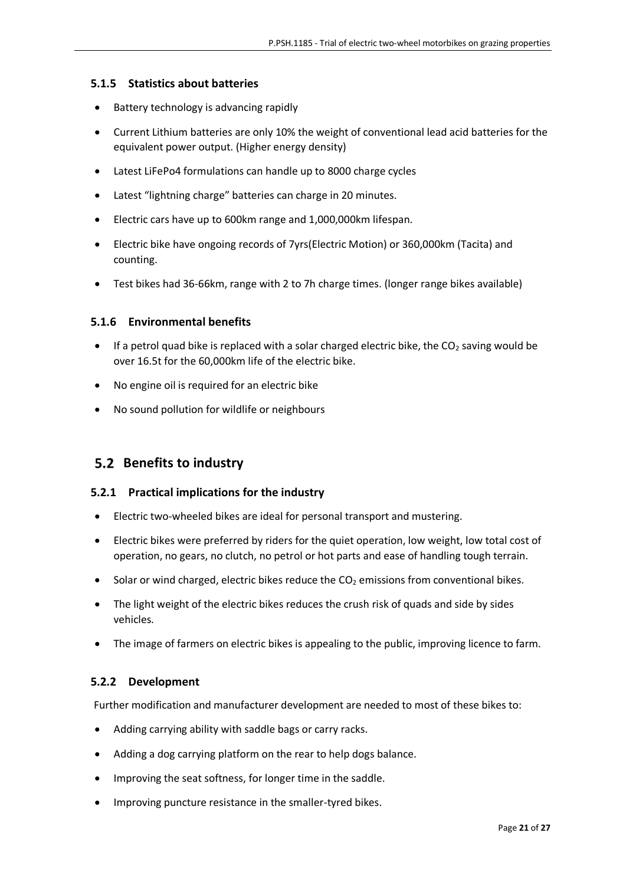### 5.1.5 Statistics about batteries

- Battery technology is advancing rapidly
- Current Lithium batteries are only 10% the weight of conventional lead acid batteries for the equivalent power output. (Higher energy density)
- Latest LiFePo4 formulations can handle up to 8000 charge cycles
- Latest "lightning charge" batteries can charge in 20 minutes.
- Electric cars have up to 600km range and 1,000,000km lifespan.
- Electric bike have ongoing records of 7yrs(Electric Motion) or 360,000km (Tacita) and counting.
- Test bikes had 36-66km, range with 2 to 7h charge times. (longer range bikes available)

### 5.1.6 Environmental benefits

- If a petrol quad bike is replaced with a solar charged electric bike, the $CO_2$ saving would be over 16.5t for the 60,000km life of the electric bike.
- No engine oil is required for an electric bike
- No sound pollution for wildlife or neighbours

## 5.2 Benefits to industry

### 5.2.1 Practical implications for the industry

- Electric two-wheeled bikes are ideal for personal transport and mustering.
- Electric bikes were preferred by riders for the quiet operation, low weight, low total cost of operation, no gears, no clutch, no petrol or hot parts and ease of handling tough terrain.
- Solar or wind charged, electric bikes reduce the $CO_2$ emissions from conventional bikes.
- The light weight of the electric bikes reduces the crush risk of quads and side by sides vehicles.
- The image of farmers on electric bikes is appealing to the public, improving licence to farm.

### 5.2.2 Development

Further modification and manufacturer development are needed to most of these bikes to:

- Adding carrying ability with saddle bags or carry racks.
- Adding a dog carrying platform on the rear to help dogs balance.
- Improving the seat softness, for longer time in the saddle.
- Improving puncture resistance in the smaller-tyred bikes.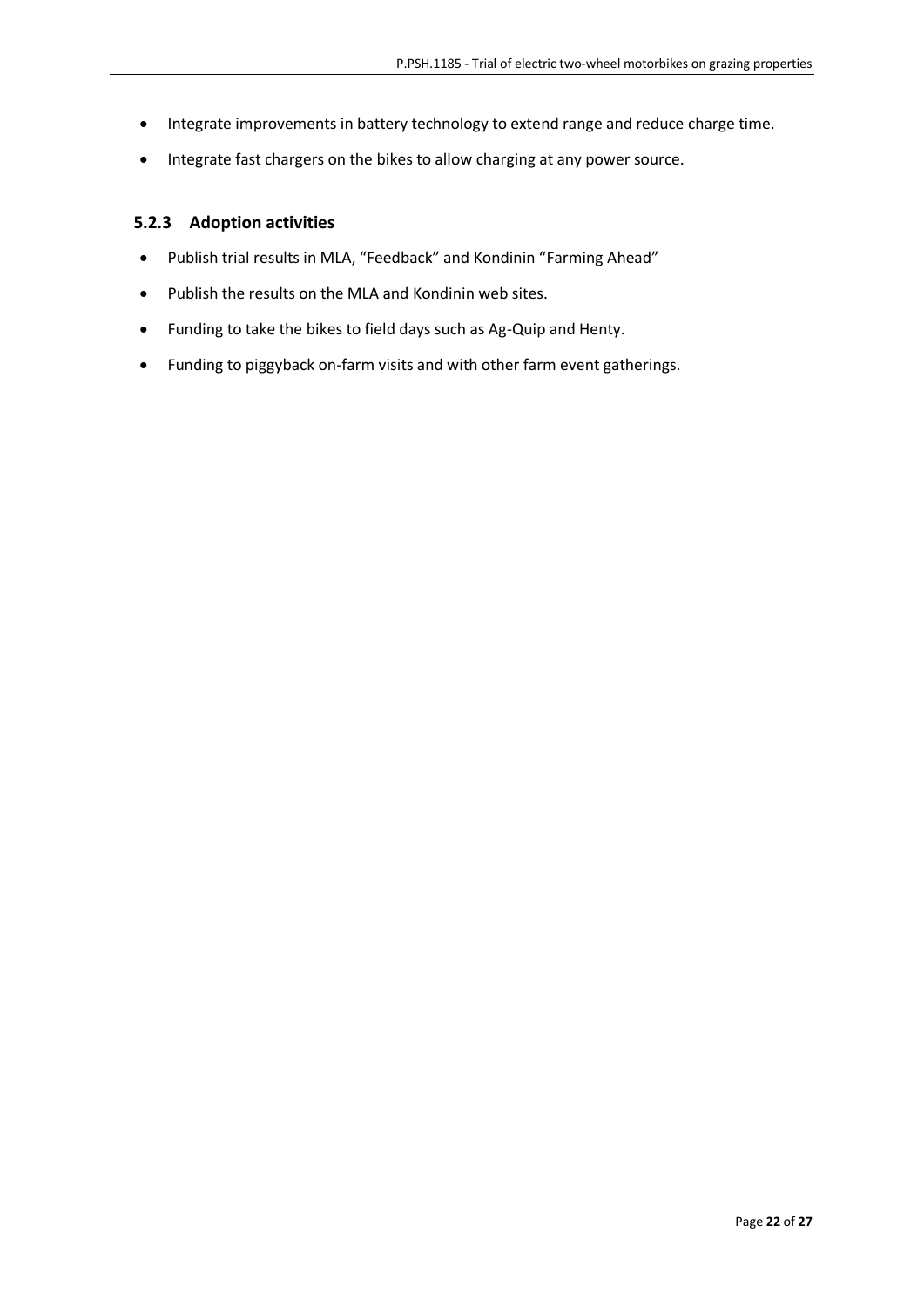- Integrate improvements in battery technology to extend range and reduce charge time.
- Integrate fast chargers on the bikes to allow charging at any power source.

### 5.2.3 Adoption activities

- Publish trial results in MLA, "Feedback" and Kondinin "Farming Ahead"
- Publish the results on the MLA and Kondinin web sites.
- Funding to take the bikes to field days such as Ag-Quip and Henty.
- Funding to piggyback on-farm visits and with other farm event gatherings.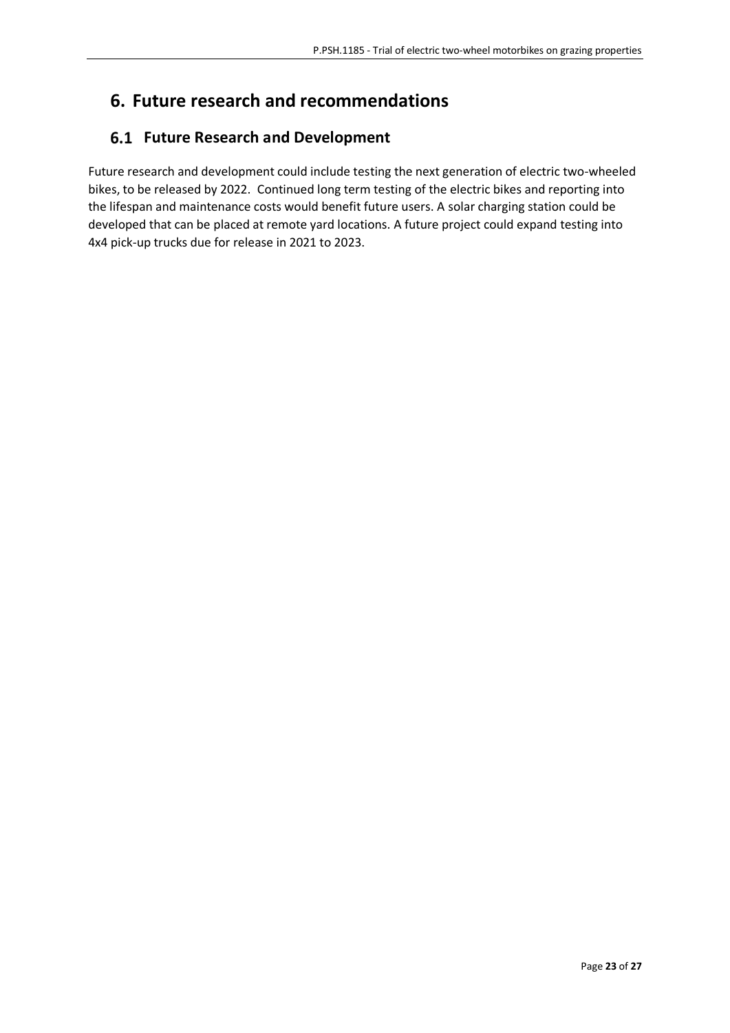# 6. Future research and recommendations

## 6.1 Future Research and Development

Future research and development could include testing the next generation of electric two-wheeled bikes, to be released by 2022. Continued long term testing of the electric bikes and reporting into the lifespan and maintenance costs would benefit future users. A solar charging station could be developed that can be placed at remote yard locations. A future project could expand testing into 4x4 pick-up trucks due for release in 2021 to 2023.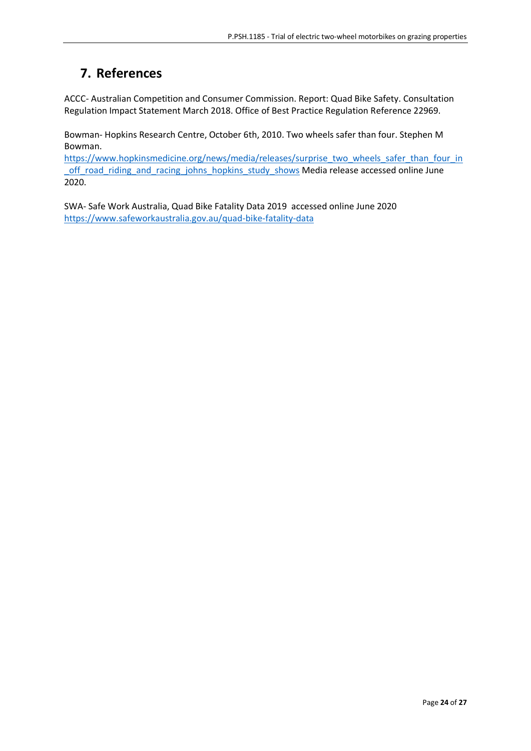# 7. References

ACCC- Australian Competition and Consumer Commission. Report: Quad Bike Safety. Consultation Regulation Impact Statement March 2018. Office of Best Practice Regulation Reference 22969.

Bowman- Hopkins Research Centre, October 6th, 2010. Two wheels safer than four. Stephen M Bowman.
https://www.hopkinsmedicine.org/news/media/releases/surprise_two_wheels_safer_than_four_in_off_road_riding_and_racing_johns_hopkins_study_shows Media release accessed online June 2020.

SWA- Safe Work Australia, Quad Bike Fatality Data 2019 accessed online June 2020
https://www.safeworkaustralia.gov.au/quad-bike-fatality-data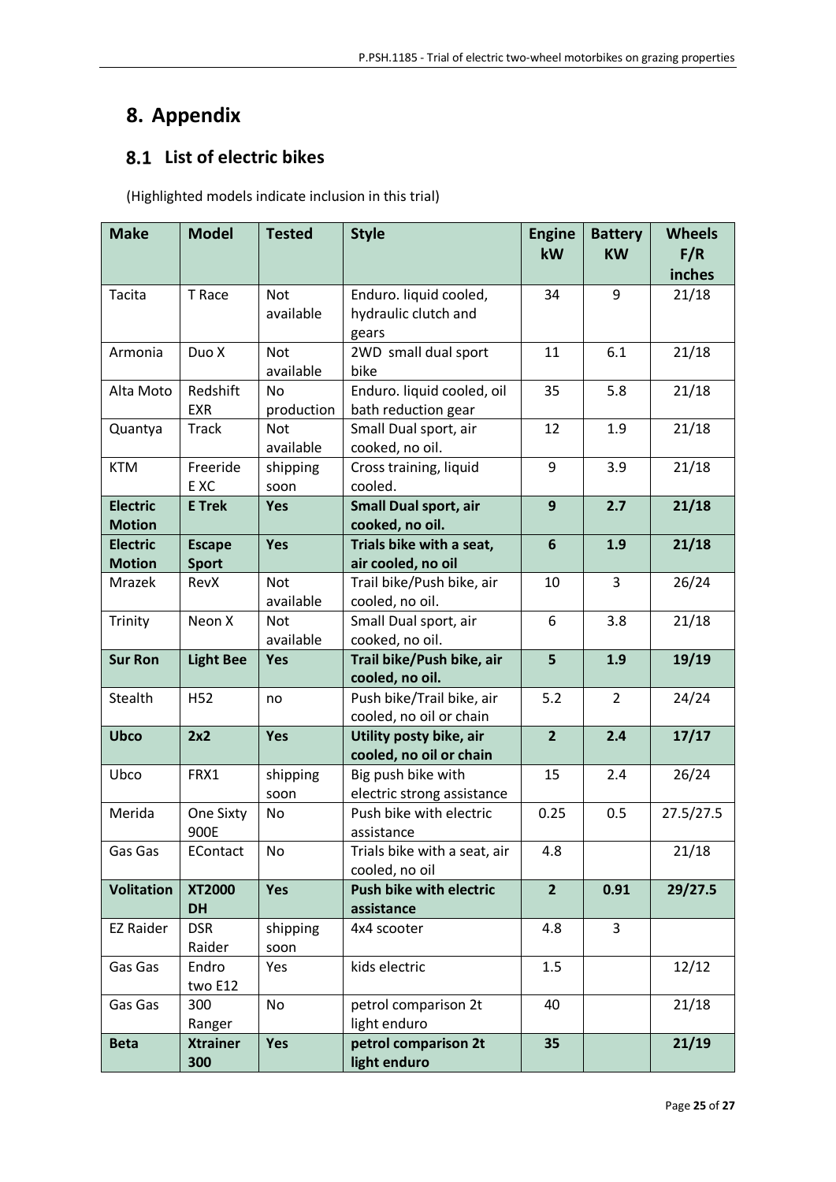# 8. Appendix

## 8.1 List of electric bikes

(Highlighted models indicate inclusion in this trial)

| Make | Model | Tested | Style | Engine kW | Battery KW | Wheels F/R inches |
|---|---|---|---|---|---|---|
| Tacita | T Race | Not available | Enduro. liquid cooled, hydraulic clutch and gears | 34 | 9 | 21/18 |
| Armonia | Duo X | Not available | 2WD small dual sport bike | 11 | 6.1 | 21/18 |
| Alta Moto | Redshift EXR | No production | Enduro. liquid cooled, oil bath reduction gear | 35 | 5.8 | 21/18 |
| Quantya | Track | Not available | Small Dual sport, air cooked, no oil. | 12 | 1.9 | 21/18 |
| KTM | Freeride E XC | shipping soon | Cross training, liquid cooled. | 9 | 3.9 | 21/18 |
| **Electric Motion** | **E Trek** | **Yes** | **Small Dual sport, air cooked, no oil.** | **9** | **2.7** | **21/18** |
| **Electric Motion** | **Escape Sport** | **Yes** | **Trials bike with a seat, air cooled, no oil** | **6** | **1.9** | **21/18** |
| Mrazek | RevX | Not available | Trail bike/Push bike, air cooled, no oil. | 10 | 3 | 26/24 |
| Trinity | Neon X | Not available | Small Dual sport, air cooked, no oil. | 6 | 3.8 | 21/18 |
| **Sur Ron** | **Light Bee** | **Yes** | **Trail bike/Push bike, air cooled, no oil.** | **5** | **1.9** | **19/19** |
| Stealth | H52 | no | Push bike/Trail bike, air cooled, no oil or chain | 5.2 | 2 | 24/24 |
| **Ubco** | **2x2** | **Yes** | **Utility posty bike, air cooled, no oil or chain** | **2** | **2.4** | **17/17** |
| Ubco | FRX1 | shipping soon | Big push bike with electric strong assistance | 15 | 2.4 | 26/24 |
| Merida | One Sixty 900E | No | Push bike with electric assistance | 0.25 | 0.5 | 27.5/27.5 |
| Gas Gas | EContact | No | Trials bike with a seat, air cooled, no oil | 4.8 | | 21/18 |
| **Volitation** | **XT2000 DH** | **Yes** | **Push bike with electric assistance** | **2** | **0.91** | **29/27.5** |
| EZ Raider | DSR Raider | shipping soon | 4x4 scooter | 4.8 | 3 | |
| Gas Gas | Endro two E12 | Yes | kids electric | 1.5 | | 12/12 |
| Gas Gas | 300 Ranger | No | petrol comparison 2t light enduro | 40 | | 21/18 |
| **Beta** | **Xtrainer 300** | **Yes** | **petrol comparison 2t light enduro** | **35** | | **21/19** |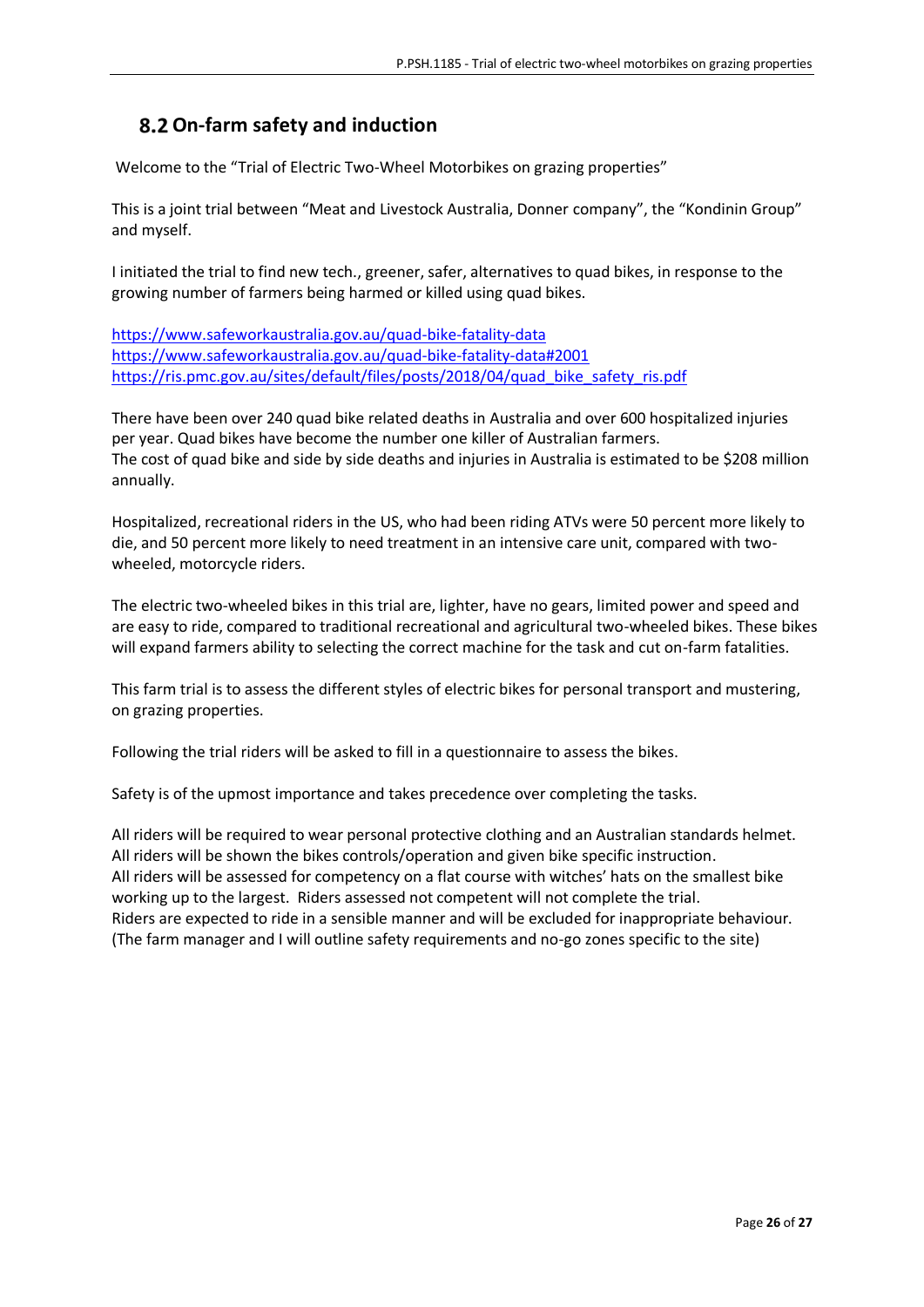## 8.2 On-farm safety and induction

Welcome to the "Trial of Electric Two-Wheel Motorbikes on grazing properties"

This is a joint trial between "Meat and Livestock Australia, Donner company", the "Kondinin Group" and myself.

I initiated the trial to find new tech., greener, safer, alternatives to quad bikes, in response to the growing number of farmers being harmed or killed using quad bikes.

https://www.safeworkaustralia.gov.au/quad-bike-fatality-data
https://www.safeworkaustralia.gov.au/quad-bike-fatality-data#2001
https://ris.pmc.gov.au/sites/default/files/posts/2018/04/quad_bike_safety_ris.pdf

There have been over 240 quad bike related deaths in Australia and over 600 hospitalized injuries per year. Quad bikes have become the number one killer of Australian farmers.
The cost of quad bike and side by side deaths and injuries in Australia is estimated to be $208 million annually.

Hospitalized, recreational riders in the US, who had been riding ATVs were 50 percent more likely to die, and 50 percent more likely to need treatment in an intensive care unit, compared with two-wheeled, motorcycle riders.

The electric two-wheeled bikes in this trial are, lighter, have no gears, limited power and speed and are easy to ride, compared to traditional recreational and agricultural two-wheeled bikes. These bikes will expand farmers ability to selecting the correct machine for the task and cut on-farm fatalities.

This farm trial is to assess the different styles of electric bikes for personal transport and mustering, on grazing properties.

Following the trial riders will be asked to fill in a questionnaire to assess the bikes.

Safety is of the upmost importance and takes precedence over completing the tasks.

All riders will be required to wear personal protective clothing and an Australian standards helmet.
All riders will be shown the bikes controls/operation and given bike specific instruction.
All riders will be assessed for competency on a flat course with witches' hats on the smallest bike working up to the largest. Riders assessed not competent will not complete the trial.
Riders are expected to ride in a sensible manner and will be excluded for inappropriate behaviour.
(The farm manager and I will outline safety requirements and no-go zones specific to the site)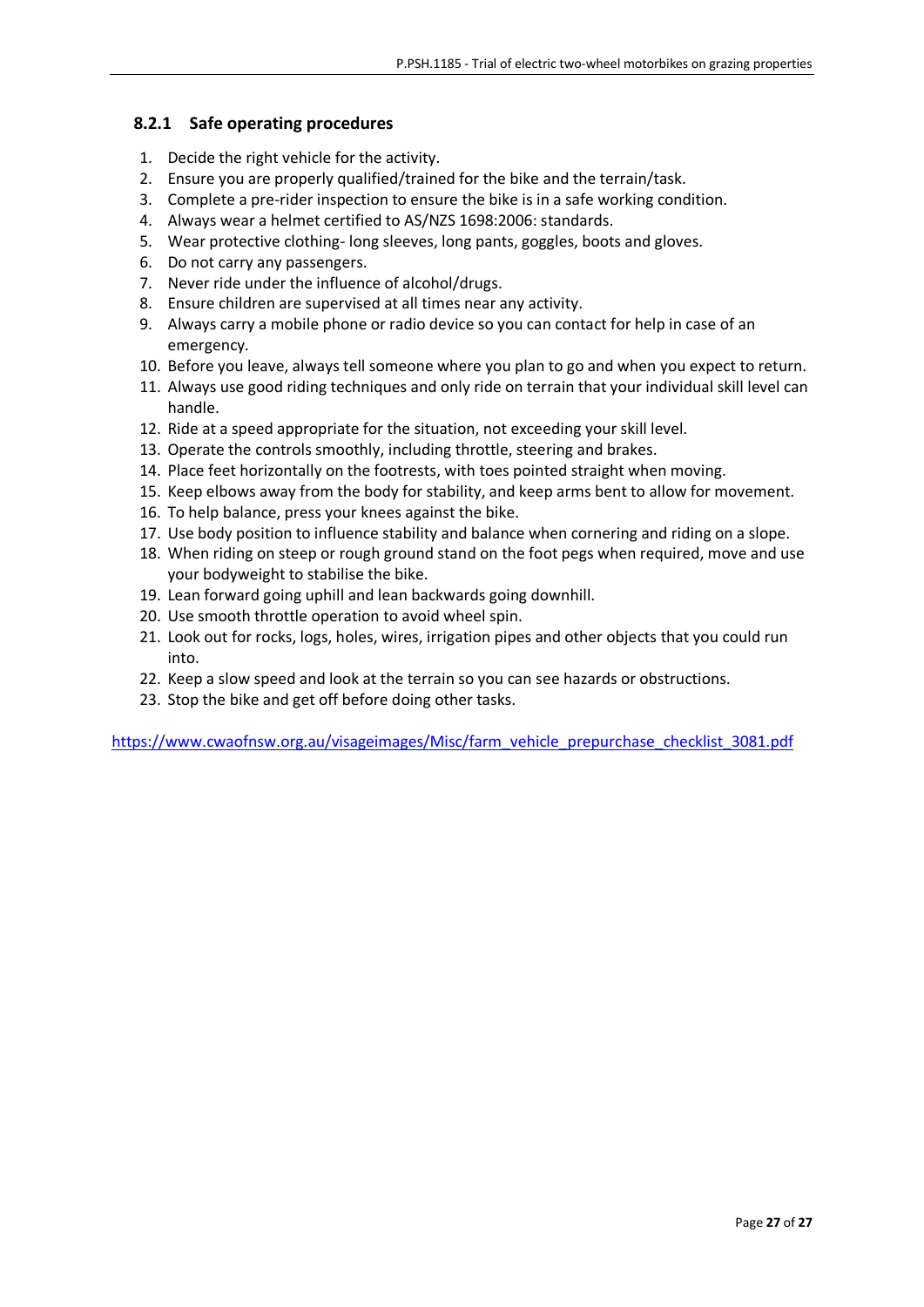### 8.2.1 Safe operating procedures

1. Decide the right vehicle for the activity.
2. Ensure you are properly qualified/trained for the bike and the terrain/task.
3. Complete a pre-rider inspection to ensure the bike is in a safe working condition.
4. Always wear a helmet certified to AS/NZS 1698:2006: standards.
5. Wear protective clothing- long sleeves, long pants, goggles, boots and gloves.
6. Do not carry any passengers.
7. Never ride under the influence of alcohol/drugs.
8. Ensure children are supervised at all times near any activity.
9. Always carry a mobile phone or radio device so you can contact for help in case of an emergency.
10. Before you leave, always tell someone where you plan to go and when you expect to return.
11. Always use good riding techniques and only ride on terrain that your individual skill level can handle.
12. Ride at a speed appropriate for the situation, not exceeding your skill level.
13. Operate the controls smoothly, including throttle, steering and brakes.
14. Place feet horizontally on the footrests, with toes pointed straight when moving.
15. Keep elbows away from the body for stability, and keep arms bent to allow for movement.
16. To help balance, press your knees against the bike.
17. Use body position to influence stability and balance when cornering and riding on a slope.
18. When riding on steep or rough ground stand on the foot pegs when required, move and use your bodyweight to stabilise the bike.
19. Lean forward going uphill and lean backwards going downhill.
20. Use smooth throttle operation to avoid wheel spin.
21. Look out for rocks, logs, holes, wires, irrigation pipes and other objects that you could run into.
22. Keep a slow speed and look at the terrain so you can see hazards or obstructions.
23. Stop the bike and get off before doing other tasks.

https://www.cwaofnsw.org.au/visageimages/Misc/farm_vehicle_prepurchase_checklist_3081.pdf